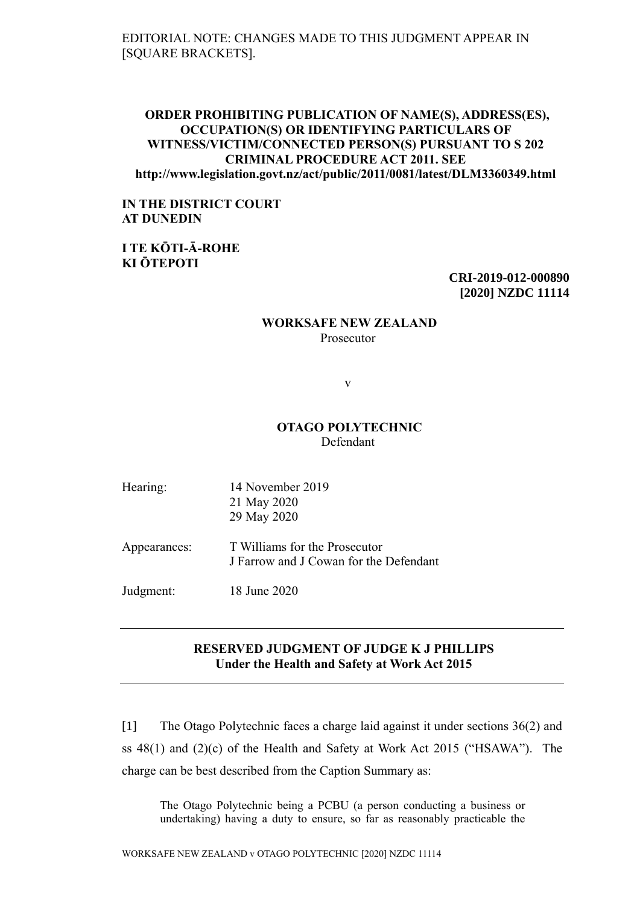EDITORIAL NOTE: CHANGES MADE TO THIS JUDGMENT APPEAR IN [SQUARE BRACKETS].

**ORDER PROHIBITING PUBLICATION OF NAME(S), ADDRESS(ES), OCCUPATION(S) OR IDENTIFYING PARTICULARS OF WITNESS/VICTIM/CONNECTED PERSON(S) PURSUANT TO S 202 CRIMINAL PROCEDURE ACT 2011. SEE http://www.legislation.govt.nz/act/public/2011/0081/latest/DLM3360349.html**

**IN THE DISTRICT COURT AT DUNEDIN**

**I TE KŌTI-Ā-ROHE KI ŌTEPOTI**

**CRI-2019-012-000890**
**[2020] NZDC 11114**

**WORKSAFE NEW ZEALAND**
Prosecutor

v

**OTAGO POLYTECHNIC**
Defendant

| | |
|---|---|
| Hearing: | 14 November 2019<br>21 May 2020<br>29 May 2020 |
| Appearances: | T Williams for the Prosecutor<br>J Farrow and J Cowan for the Defendant |
| Judgment: | 18 June 2020 |

---

**RESERVED JUDGMENT OF JUDGE K J PHILLIPS**
**Under the Health and Safety at Work Act 2015**

---

[1] The Otago Polytechnic faces a charge laid against it under sections 36(2) and ss 48(1) and (2)(c) of the Health and Safety at Work Act 2015 ("HSAWA"). The charge can be best described from the Caption Summary as:

> The Otago Polytechnic being a PCBU (a person conducting a business or undertaking) having a duty to ensure, so far as reasonably practicable the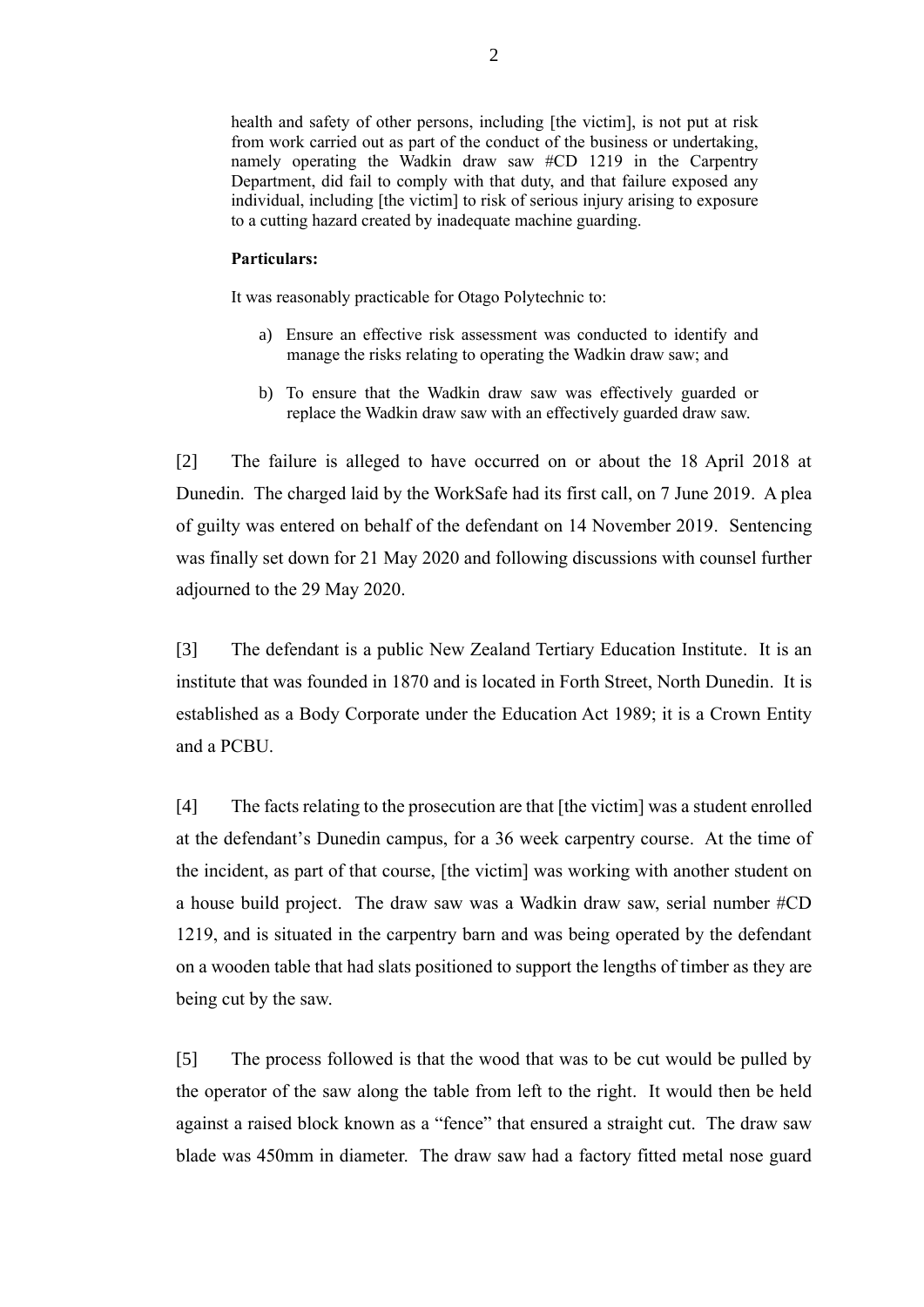health and safety of other persons, including [the victim], is not put at risk from work carried out as part of the conduct of the business or undertaking, namely operating the Wadkin draw saw #CD 1219 in the Carpentry Department, did fail to comply with that duty, and that failure exposed any individual, including [the victim] to risk of serious injury arising to exposure to a cutting hazard created by inadequate machine guarding.

**Particulars:**

It was reasonably practicable for Otago Polytechnic to:

a) Ensure an effective risk assessment was conducted to identify and manage the risks relating to operating the Wadkin draw saw; and

b) To ensure that the Wadkin draw saw was effectively guarded or replace the Wadkin draw saw with an effectively guarded draw saw.

[2] The failure is alleged to have occurred on or about the 18 April 2018 at Dunedin. The charged laid by the WorkSafe had its first call, on 7 June 2019. A plea of guilty was entered on behalf of the defendant on 14 November 2019. Sentencing was finally set down for 21 May 2020 and following discussions with counsel further adjourned to the 29 May 2020.

[3] The defendant is a public New Zealand Tertiary Education Institute. It is an institute that was founded in 1870 and is located in Forth Street, North Dunedin. It is established as a Body Corporate under the Education Act 1989; it is a Crown Entity and a PCBU.

[4] The facts relating to the prosecution are that [the victim] was a student enrolled at the defendant's Dunedin campus, for a 36 week carpentry course. At the time of the incident, as part of that course, [the victim] was working with another student on a house build project. The draw saw was a Wadkin draw saw, serial number #CD 1219, and is situated in the carpentry barn and was being operated by the defendant on a wooden table that had slats positioned to support the lengths of timber as they are being cut by the saw.

[5] The process followed is that the wood that was to be cut would be pulled by the operator of the saw along the table from left to the right. It would then be held against a raised block known as a "fence" that ensured a straight cut. The draw saw blade was 450mm in diameter. The draw saw had a factory fitted metal nose guard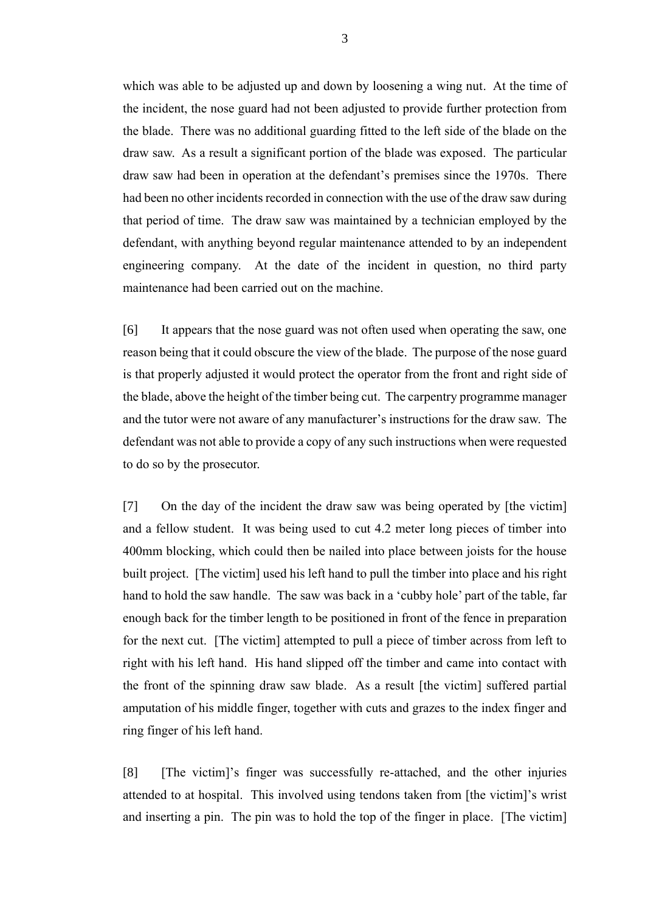which was able to be adjusted up and down by loosening a wing nut. At the time of the incident, the nose guard had not been adjusted to provide further protection from the blade. There was no additional guarding fitted to the left side of the blade on the draw saw. As a result a significant portion of the blade was exposed. The particular draw saw had been in operation at the defendant's premises since the 1970s. There had been no other incidents recorded in connection with the use of the draw saw during that period of time. The draw saw was maintained by a technician employed by the defendant, with anything beyond regular maintenance attended to by an independent engineering company. At the date of the incident in question, no third party maintenance had been carried out on the machine.

[6] It appears that the nose guard was not often used when operating the saw, one reason being that it could obscure the view of the blade. The purpose of the nose guard is that properly adjusted it would protect the operator from the front and right side of the blade, above the height of the timber being cut. The carpentry programme manager and the tutor were not aware of any manufacturer's instructions for the draw saw. The defendant was not able to provide a copy of any such instructions when were requested to do so by the prosecutor.

[7] On the day of the incident the draw saw was being operated by [the victim] and a fellow student. It was being used to cut 4.2 meter long pieces of timber into 400mm blocking, which could then be nailed into place between joists for the house built project. [The victim] used his left hand to pull the timber into place and his right hand to hold the saw handle. The saw was back in a 'cubby hole' part of the table, far enough back for the timber length to be positioned in front of the fence in preparation for the next cut. [The victim] attempted to pull a piece of timber across from left to right with his left hand. His hand slipped off the timber and came into contact with the front of the spinning draw saw blade. As a result [the victim] suffered partial amputation of his middle finger, together with cuts and grazes to the index finger and ring finger of his left hand.

[8] [The victim]'s finger was successfully re-attached, and the other injuries attended to at hospital. This involved using tendons taken from [the victim]'s wrist and inserting a pin. The pin was to hold the top of the finger in place. [The victim]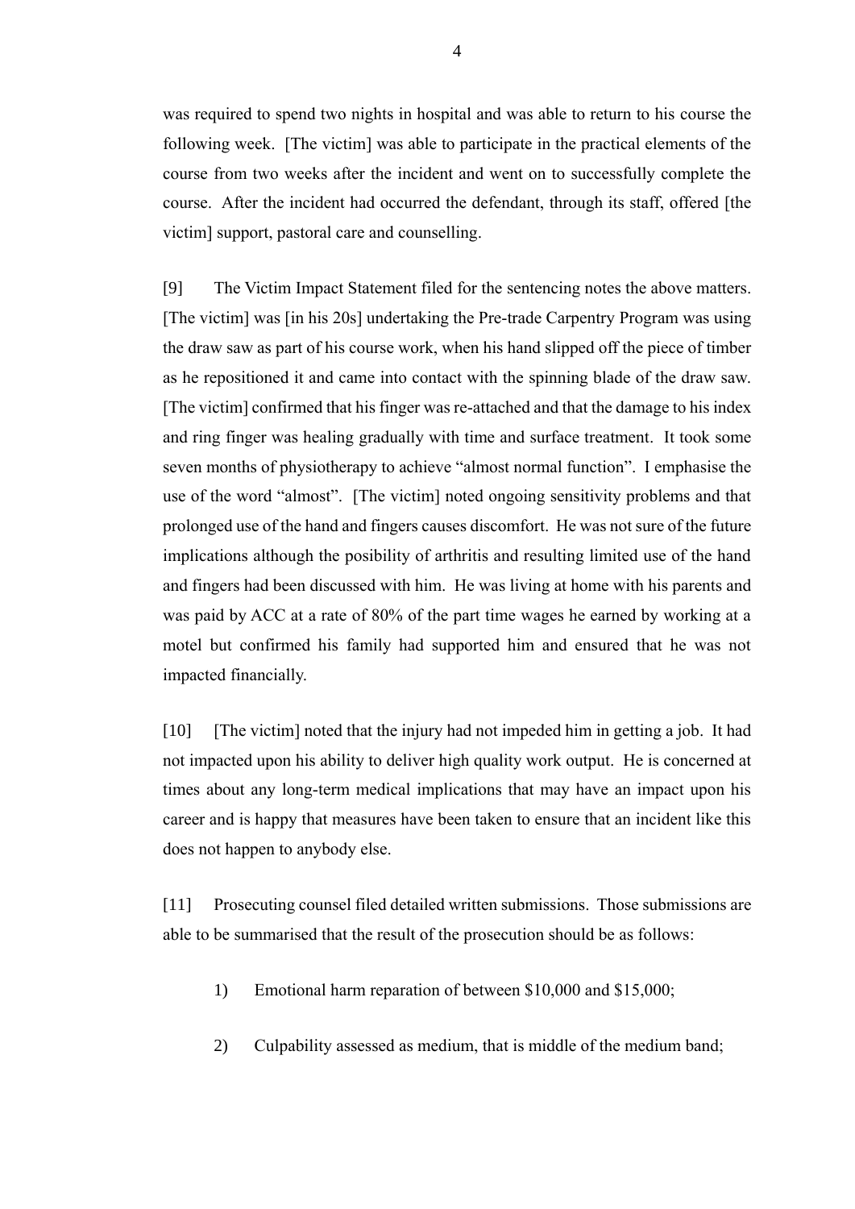was required to spend two nights in hospital and was able to return to his course the following week. [The victim] was able to participate in the practical elements of the course from two weeks after the incident and went on to successfully complete the course. After the incident had occurred the defendant, through its staff, offered [the victim] support, pastoral care and counselling.

[9] The Victim Impact Statement filed for the sentencing notes the above matters. [The victim] was [in his 20s] undertaking the Pre-trade Carpentry Program was using the draw saw as part of his course work, when his hand slipped off the piece of timber as he repositioned it and came into contact with the spinning blade of the draw saw. [The victim] confirmed that his finger was re-attached and that the damage to his index and ring finger was healing gradually with time and surface treatment. It took some seven months of physiotherapy to achieve "almost normal function". I emphasise the use of the word "almost". [The victim] noted ongoing sensitivity problems and that prolonged use of the hand and fingers causes discomfort. He was not sure of the future implications although the posibility of arthritis and resulting limited use of the hand and fingers had been discussed with him. He was living at home with his parents and was paid by ACC at a rate of 80% of the part time wages he earned by working at a motel but confirmed his family had supported him and ensured that he was not impacted financially.

[10] [The victim] noted that the injury had not impeded him in getting a job. It had not impacted upon his ability to deliver high quality work output. He is concerned at times about any long-term medical implications that may have an impact upon his career and is happy that measures have been taken to ensure that an incident like this does not happen to anybody else.

[11] Prosecuting counsel filed detailed written submissions. Those submissions are able to be summarised that the result of the prosecution should be as follows:

1) Emotional harm reparation of between $10,000 and $15,000;

2) Culpability assessed as medium, that is middle of the medium band;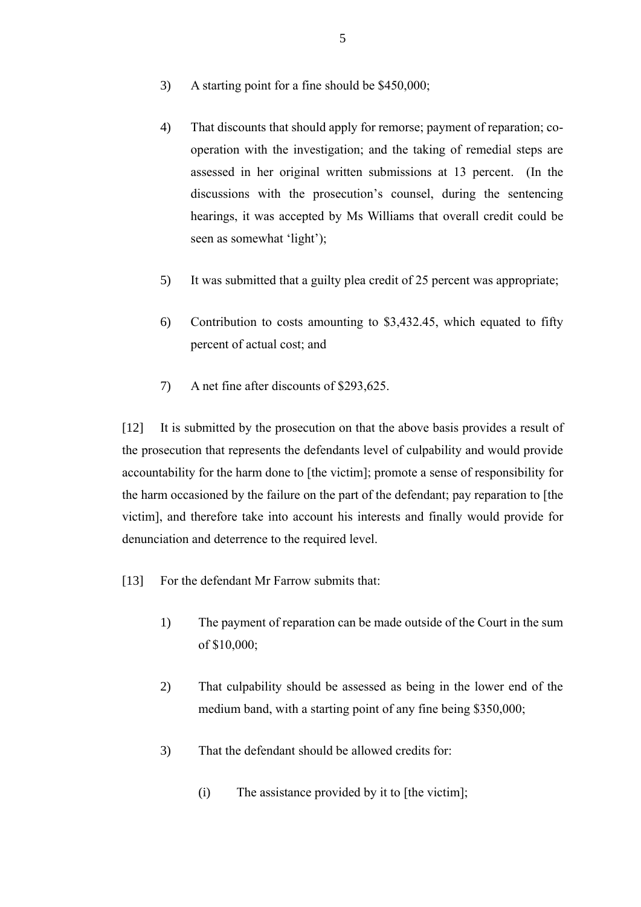3) A starting point for a fine should be $450,000;

4) That discounts that should apply for remorse; payment of reparation; co-operation with the investigation; and the taking of remedial steps are assessed in her original written submissions at 13 percent. (In the discussions with the prosecution's counsel, during the sentencing hearings, it was accepted by Ms Williams that overall credit could be seen as somewhat 'light');

5) It was submitted that a guilty plea credit of 25 percent was appropriate;

6) Contribution to costs amounting to $3,432.45, which equated to fifty percent of actual cost; and

7) A net fine after discounts of $293,625.

[12] It is submitted by the prosecution on that the above basis provides a result of the prosecution that represents the defendants level of culpability and would provide accountability for the harm done to [the victim]; promote a sense of responsibility for the harm occasioned by the failure on the part of the defendant; pay reparation to [the victim], and therefore take into account his interests and finally would provide for denunciation and deterrence to the required level.

[13] For the defendant Mr Farrow submits that:

1) The payment of reparation can be made outside of the Court in the sum of $10,000;

2) That culpability should be assessed as being in the lower end of the medium band, with a starting point of any fine being $350,000;

3) That the defendant should be allowed credits for:

   (i) The assistance provided by it to [the victim];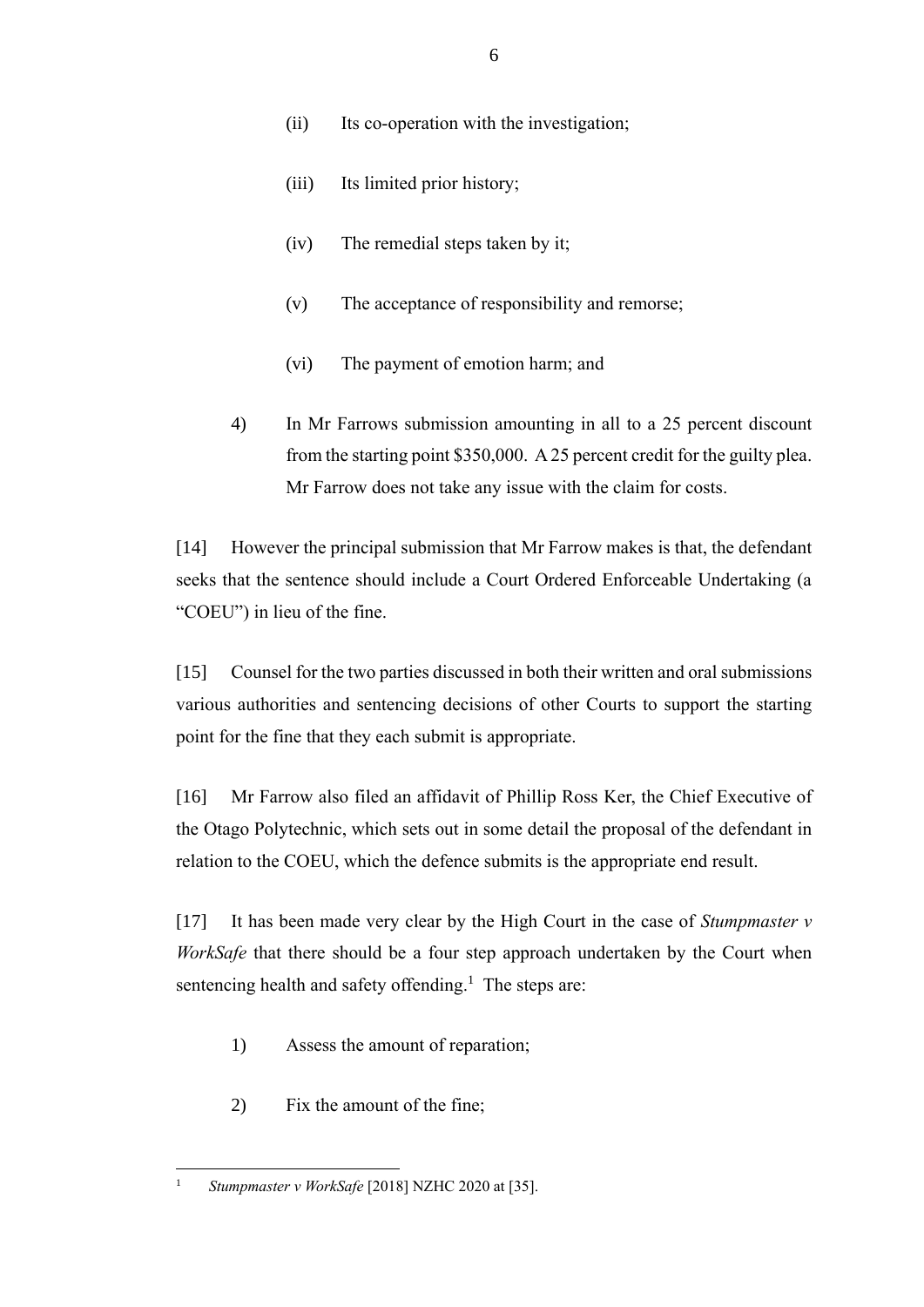(ii) Its co-operation with the investigation;

(iii) Its limited prior history;

(iv) The remedial steps taken by it;

(v) The acceptance of responsibility and remorse;

(vi) The payment of emotion harm; and

4) In Mr Farrows submission amounting in all to a 25 percent discount from the starting point $350,000. A 25 percent credit for the guilty plea. Mr Farrow does not take any issue with the claim for costs.

[14] However the principal submission that Mr Farrow makes is that, the defendant seeks that the sentence should include a Court Ordered Enforceable Undertaking (a "COEU") in lieu of the fine.

[15] Counsel for the two parties discussed in both their written and oral submissions various authorities and sentencing decisions of other Courts to support the starting point for the fine that they each submit is appropriate.

[16] Mr Farrow also filed an affidavit of Phillip Ross Ker, the Chief Executive of the Otago Polytechnic, which sets out in some detail the proposal of the defendant in relation to the COEU, which the defence submits is the appropriate end result.

[17] It has been made very clear by the High Court in the case of *Stumpmaster v WorkSafe* that there should be a four step approach undertaken by the Court when sentencing health and safety offending.[1] The steps are:

1) Assess the amount of reparation;

2) Fix the amount of the fine;

---

[1] *Stumpmaster v WorkSafe* [2018] NZHC 2020 at [35].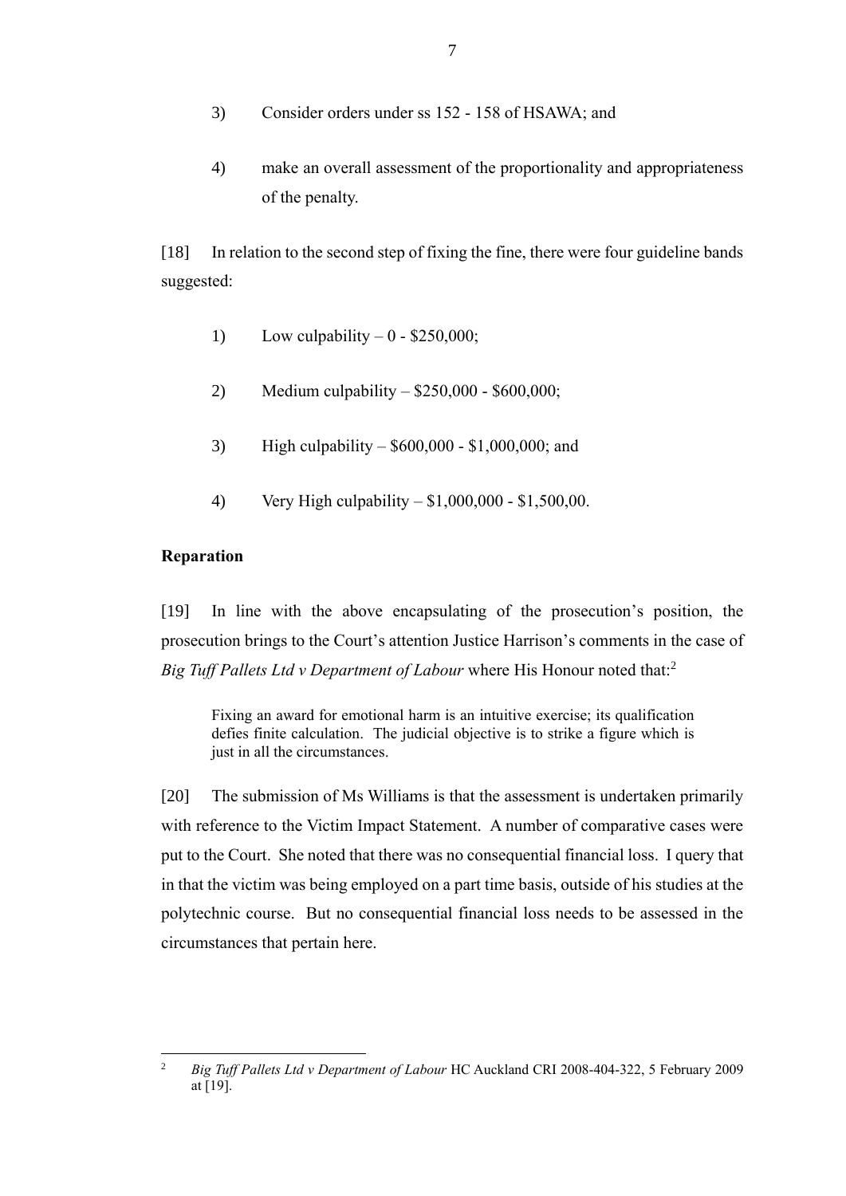3) Consider orders under ss 152 - 158 of HSAWA; and

4) make an overall assessment of the proportionality and appropriateness of the penalty.

[18] In relation to the second step of fixing the fine, there were four guideline bands suggested:

1) Low culpability – 0 - $250,000;

2) Medium culpability – $250,000 - $600,000;

3) High culpability – $600,000 - $1,000,000; and

4) Very High culpability – $1,000,000 - $1,500,00.

**Reparation**

[19] In line with the above encapsulating of the prosecution's position, the prosecution brings to the Court's attention Justice Harrison's comments in the case of *Big Tuff Pallets Ltd v Department of Labour* where His Honour noted that:[2]

> Fixing an award for emotional harm is an intuitive exercise; its qualification defies finite calculation. The judicial objective is to strike a figure which is just in all the circumstances.

[20] The submission of Ms Williams is that the assessment is undertaken primarily with reference to the Victim Impact Statement. A number of comparative cases were put to the Court. She noted that there was no consequential financial loss. I query that in that the victim was being employed on a part time basis, outside of his studies at the polytechnic course. But no consequential financial loss needs to be assessed in the circumstances that pertain here.

---

[2] *Big Tuff Pallets Ltd v Department of Labour* HC Auckland CRI 2008-404-322, 5 February 2009 at [19].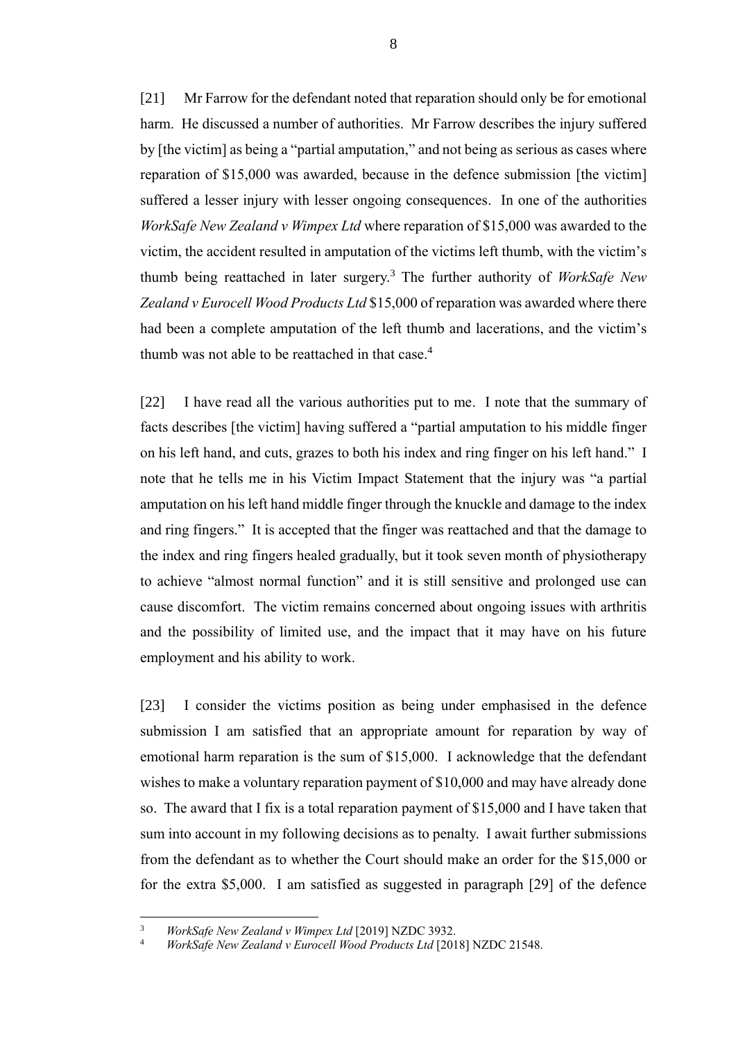[21] Mr Farrow for the defendant noted that reparation should only be for emotional harm. He discussed a number of authorities. Mr Farrow describes the injury suffered by [the victim] as being a "partial amputation," and not being as serious as cases where reparation of $15,000 was awarded, because in the defence submission [the victim] suffered a lesser injury with lesser ongoing consequences. In one of the authorities *WorkSafe New Zealand v Wimpex Ltd* where reparation of $15,000 was awarded to the victim, the accident resulted in amputation of the victims left thumb, with the victim's thumb being reattached in later surgery.[3] The further authority of *WorkSafe New Zealand v Eurocell Wood Products Ltd* $15,000 of reparation was awarded where there had been a complete amputation of the left thumb and lacerations, and the victim's thumb was not able to be reattached in that case.[4]

[22] I have read all the various authorities put to me. I note that the summary of facts describes [the victim] having suffered a "partial amputation to his middle finger on his left hand, and cuts, grazes to both his index and ring finger on his left hand." I note that he tells me in his Victim Impact Statement that the injury was "a partial amputation on his left hand middle finger through the knuckle and damage to the index and ring fingers." It is accepted that the finger was reattached and that the damage to the index and ring fingers healed gradually, but it took seven month of physiotherapy to achieve "almost normal function" and it is still sensitive and prolonged use can cause discomfort. The victim remains concerned about ongoing issues with arthritis and the possibility of limited use, and the impact that it may have on his future employment and his ability to work.

[23] I consider the victims position as being under emphasised in the defence submission I am satisfied that an appropriate amount for reparation by way of emotional harm reparation is the sum of $15,000. I acknowledge that the defendant wishes to make a voluntary reparation payment of $10,000 and may have already done so. The award that I fix is a total reparation payment of $15,000 and I have taken that sum into account in my following decisions as to penalty. I await further submissions from the defendant as to whether the Court should make an order for the $15,000 or for the extra $5,000. I am satisfied as suggested in paragraph [29] of the defence

---

[3] *WorkSafe New Zealand v Wimpex Ltd* [2019] NZDC 3932.

[4] *WorkSafe New Zealand v Eurocell Wood Products Ltd* [2018] NZDC 21548.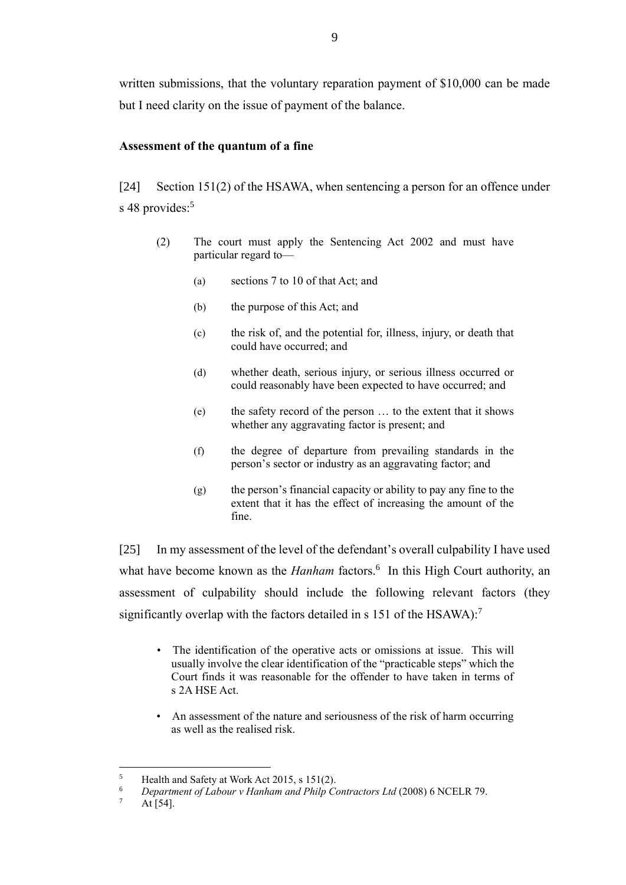written submissions, that the voluntary reparation payment of $10,000 can be made but I need clarity on the issue of payment of the balance.

**Assessment of the quantum of a fine**

[24] Section 151(2) of the HSAWA, when sentencing a person for an offence under s 48 provides:[5]

> (2) The court must apply the Sentencing Act 2002 and must have particular regard to—
>
> (a) sections 7 to 10 of that Act; and
>
> (b) the purpose of this Act; and
>
> (c) the risk of, and the potential for, illness, injury, or death that could have occurred; and
>
> (d) whether death, serious injury, or serious illness occurred or could reasonably have been expected to have occurred; and
>
> (e) the safety record of the person … to the extent that it shows whether any aggravating factor is present; and
>
> (f) the degree of departure from prevailing standards in the person's sector or industry as an aggravating factor; and
>
> (g) the person's financial capacity or ability to pay any fine to the extent that it has the effect of increasing the amount of the fine.

[25] In my assessment of the level of the defendant's overall culpability I have used what have become known as the *Hanham* factors.[6] In this High Court authority, an assessment of culpability should include the following relevant factors (they significantly overlap with the factors detailed in s 151 of the HSAWA):[7]

> - The identification of the operative acts or omissions at issue. This will usually involve the clear identification of the "practicable steps" which the Court finds it was reasonable for the offender to have taken in terms of s 2A HSE Act.
> - An assessment of the nature and seriousness of the risk of harm occurring as well as the realised risk.

---

[5] Health and Safety at Work Act 2015, s 151(2).

[6] *Department of Labour v Hanham and Philp Contractors Ltd* (2008) 6 NCELR 79.

[7] At [54].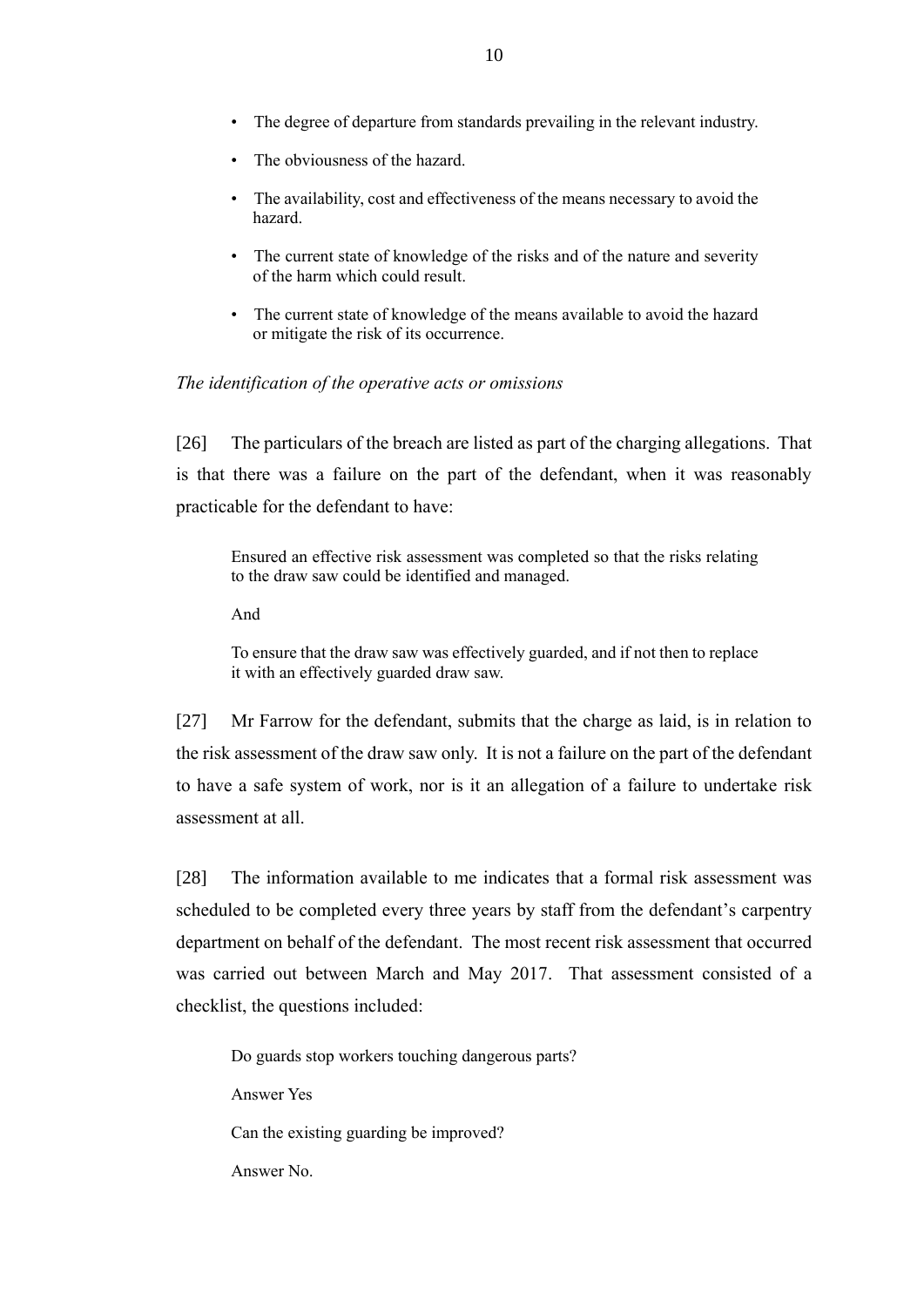- The degree of departure from standards prevailing in the relevant industry.
- The obviousness of the hazard.
- The availability, cost and effectiveness of the means necessary to avoid the hazard.
- The current state of knowledge of the risks and of the nature and severity of the harm which could result.
- The current state of knowledge of the means available to avoid the hazard or mitigate the risk of its occurrence.

*The identification of the operative acts or omissions*

[26] The particulars of the breach are listed as part of the charging allegations. That is that there was a failure on the part of the defendant, when it was reasonably practicable for the defendant to have:

> Ensured an effective risk assessment was completed so that the risks relating to the draw saw could be identified and managed.
>
> And
>
> To ensure that the draw saw was effectively guarded, and if not then to replace it with an effectively guarded draw saw.

[27] Mr Farrow for the defendant, submits that the charge as laid, is in relation to the risk assessment of the draw saw only. It is not a failure on the part of the defendant to have a safe system of work, nor is it an allegation of a failure to undertake risk assessment at all.

[28] The information available to me indicates that a formal risk assessment was scheduled to be completed every three years by staff from the defendant's carpentry department on behalf of the defendant. The most recent risk assessment that occurred was carried out between March and May 2017. That assessment consisted of a checklist, the questions included:

> Do guards stop workers touching dangerous parts?
>
> Answer Yes
>
> Can the existing guarding be improved?
>
> Answer No.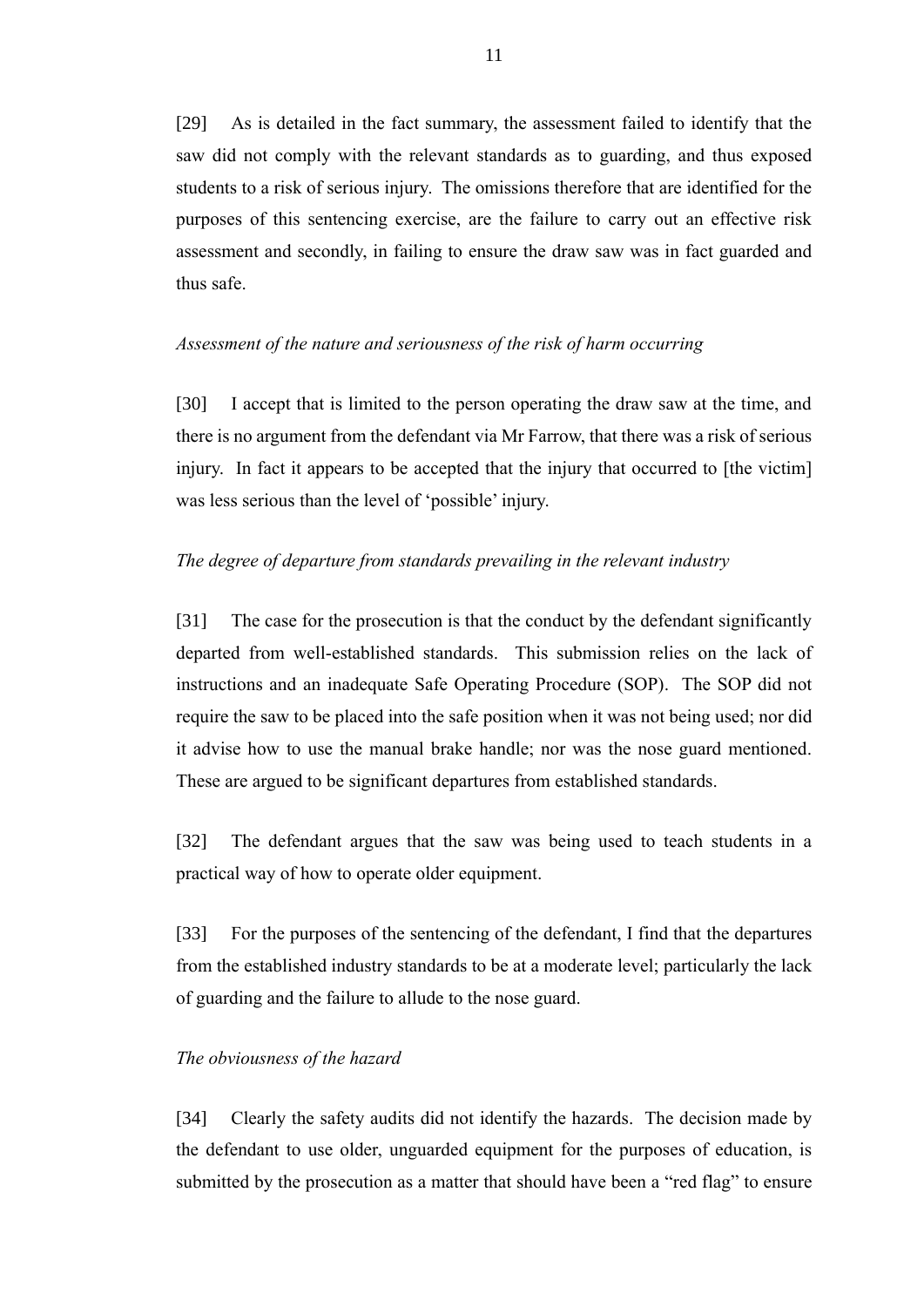[29] As is detailed in the fact summary, the assessment failed to identify that the saw did not comply with the relevant standards as to guarding, and thus exposed students to a risk of serious injury. The omissions therefore that are identified for the purposes of this sentencing exercise, are the failure to carry out an effective risk assessment and secondly, in failing to ensure the draw saw was in fact guarded and thus safe.

*Assessment of the nature and seriousness of the risk of harm occurring*

[30] I accept that is limited to the person operating the draw saw at the time, and there is no argument from the defendant via Mr Farrow, that there was a risk of serious injury. In fact it appears to be accepted that the injury that occurred to [the victim] was less serious than the level of 'possible' injury.

*The degree of departure from standards prevailing in the relevant industry*

[31] The case for the prosecution is that the conduct by the defendant significantly departed from well-established standards. This submission relies on the lack of instructions and an inadequate Safe Operating Procedure (SOP). The SOP did not require the saw to be placed into the safe position when it was not being used; nor did it advise how to use the manual brake handle; nor was the nose guard mentioned. These are argued to be significant departures from established standards.

[32] The defendant argues that the saw was being used to teach students in a practical way of how to operate older equipment.

[33] For the purposes of the sentencing of the defendant, I find that the departures from the established industry standards to be at a moderate level; particularly the lack of guarding and the failure to allude to the nose guard.

*The obviousness of the hazard*

[34] Clearly the safety audits did not identify the hazards. The decision made by the defendant to use older, unguarded equipment for the purposes of education, is submitted by the prosecution as a matter that should have been a "red flag" to ensure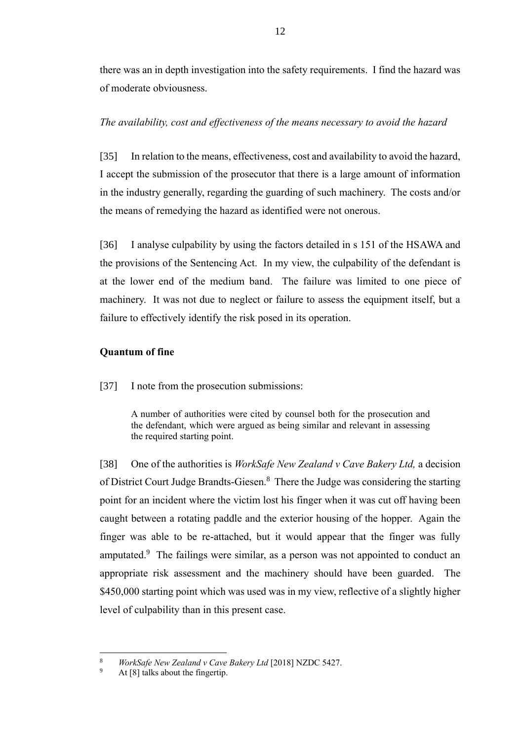there was an in depth investigation into the safety requirements. I find the hazard was of moderate obviousness.

*The availability, cost and effectiveness of the means necessary to avoid the hazard*

[35] In relation to the means, effectiveness, cost and availability to avoid the hazard, I accept the submission of the prosecutor that there is a large amount of information in the industry generally, regarding the guarding of such machinery. The costs and/or the means of remedying the hazard as identified were not onerous.

[36] I analyse culpability by using the factors detailed in s 151 of the HSAWA and the provisions of the Sentencing Act. In my view, the culpability of the defendant is at the lower end of the medium band. The failure was limited to one piece of machinery. It was not due to neglect or failure to assess the equipment itself, but a failure to effectively identify the risk posed in its operation.

### Quantum of fine

[37] I note from the prosecution submissions:

> A number of authorities were cited by counsel both for the prosecution and the defendant, which were argued as being similar and relevant in assessing the required starting point.

[38] One of the authorities is *WorkSafe New Zealand v Cave Bakery Ltd,* a decision of District Court Judge Brandts-Giesen.[8] There the Judge was considering the starting point for an incident where the victim lost his finger when it was cut off having been caught between a rotating paddle and the exterior housing of the hopper. Again the finger was able to be re-attached, but it would appear that the finger was fully amputated.[9] The failings were similar, as a person was not appointed to conduct an appropriate risk assessment and the machinery should have been guarded. The $450,000 starting point which was used was in my view, reflective of a slightly higher level of culpability than in this present case.

---

[8] *WorkSafe New Zealand v Cave Bakery Ltd* [2018] NZDC 5427.

[9] At [8] talks about the fingertip.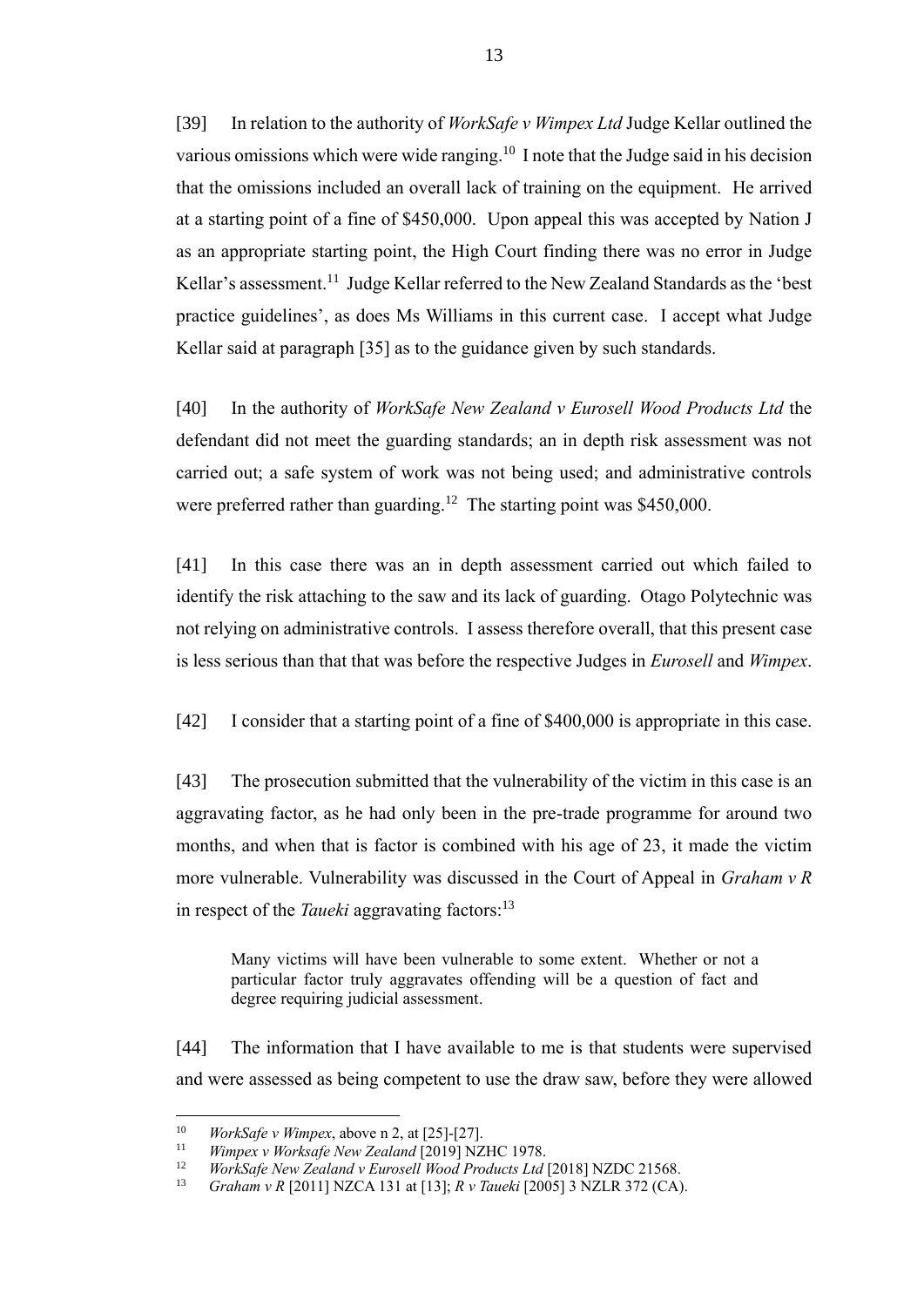[39] In relation to the authority of *WorkSafe v Wimpex Ltd* Judge Kellar outlined the various omissions which were wide ranging.[10] I note that the Judge said in his decision that the omissions included an overall lack of training on the equipment. He arrived at a starting point of a fine of $450,000. Upon appeal this was accepted by Nation J as an appropriate starting point, the High Court finding there was no error in Judge Kellar's assessment.[11] Judge Kellar referred to the New Zealand Standards as the 'best practice guidelines', as does Ms Williams in this current case. I accept what Judge Kellar said at paragraph [35] as to the guidance given by such standards.

[40] In the authority of *WorkSafe New Zealand v Eurosell Wood Products Ltd* the defendant did not meet the guarding standards; an in depth risk assessment was not carried out; a safe system of work was not being used; and administrative controls were preferred rather than guarding.[12] The starting point was $450,000.

[41] In this case there was an in depth assessment carried out which failed to identify the risk attaching to the saw and its lack of guarding. Otago Polytechnic was not relying on administrative controls. I assess therefore overall, that this present case is less serious than that that was before the respective Judges in *Eurosell* and *Wimpex*.

[42] I consider that a starting point of a fine of $400,000 is appropriate in this case.

[43] The prosecution submitted that the vulnerability of the victim in this case is an aggravating factor, as he had only been in the pre-trade programme for around two months, and when that is factor is combined with his age of 23, it made the victim more vulnerable. Vulnerability was discussed in the Court of Appeal in *Graham v R* in respect of the *Taueki* aggravating factors:[13]

> Many victims will have been vulnerable to some extent. Whether or not a particular factor truly aggravates offending will be a question of fact and degree requiring judicial assessment.

[44] The information that I have available to me is that students were supervised and were assessed as being competent to use the draw saw, before they were allowed

---

[10] *WorkSafe v Wimpex*, above n 2, at [25]-[27].

[11] *Wimpex v Worksafe New Zealand* [2019] NZHC 1978.

[12] *WorkSafe New Zealand v Eurosell Wood Products Ltd* [2018] NZDC 21568.

[13] *Graham v R* [2011] NZCA 131 at [13]; *R v Taueki* [2005] 3 NZLR 372 (CA).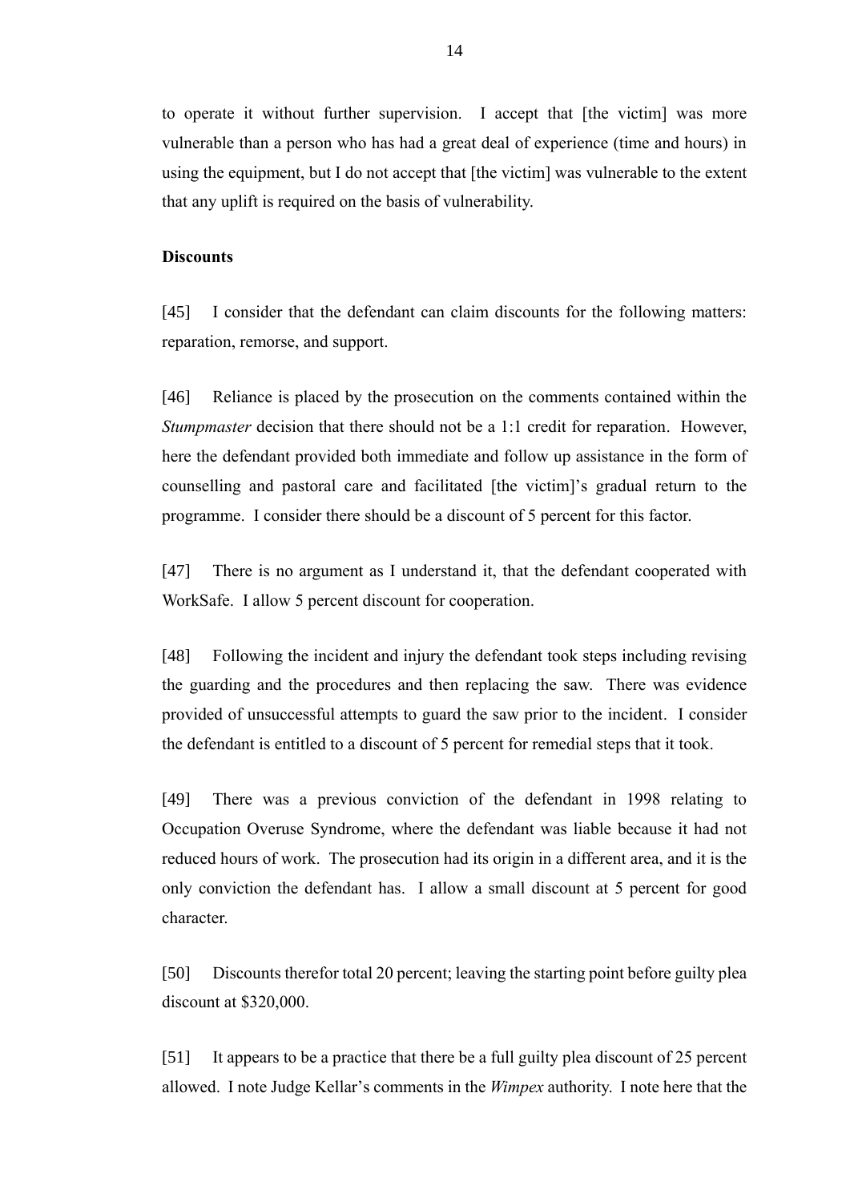to operate it without further supervision. I accept that [the victim] was more vulnerable than a person who has had a great deal of experience (time and hours) in using the equipment, but I do not accept that [the victim] was vulnerable to the extent that any uplift is required on the basis of vulnerability.

**Discounts**

[45] I consider that the defendant can claim discounts for the following matters: reparation, remorse, and support.

[46] Reliance is placed by the prosecution on the comments contained within the *Stumpmaster* decision that there should not be a 1:1 credit for reparation. However, here the defendant provided both immediate and follow up assistance in the form of counselling and pastoral care and facilitated [the victim]'s gradual return to the programme. I consider there should be a discount of 5 percent for this factor.

[47] There is no argument as I understand it, that the defendant cooperated with WorkSafe. I allow 5 percent discount for cooperation.

[48] Following the incident and injury the defendant took steps including revising the guarding and the procedures and then replacing the saw. There was evidence provided of unsuccessful attempts to guard the saw prior to the incident. I consider the defendant is entitled to a discount of 5 percent for remedial steps that it took.

[49] There was a previous conviction of the defendant in 1998 relating to Occupation Overuse Syndrome, where the defendant was liable because it had not reduced hours of work. The prosecution had its origin in a different area, and it is the only conviction the defendant has. I allow a small discount at 5 percent for good character.

[50] Discounts therefor total 20 percent; leaving the starting point before guilty plea discount at $320,000.

[51] It appears to be a practice that there be a full guilty plea discount of 25 percent allowed. I note Judge Kellar's comments in the *Wimpex* authority. I note here that the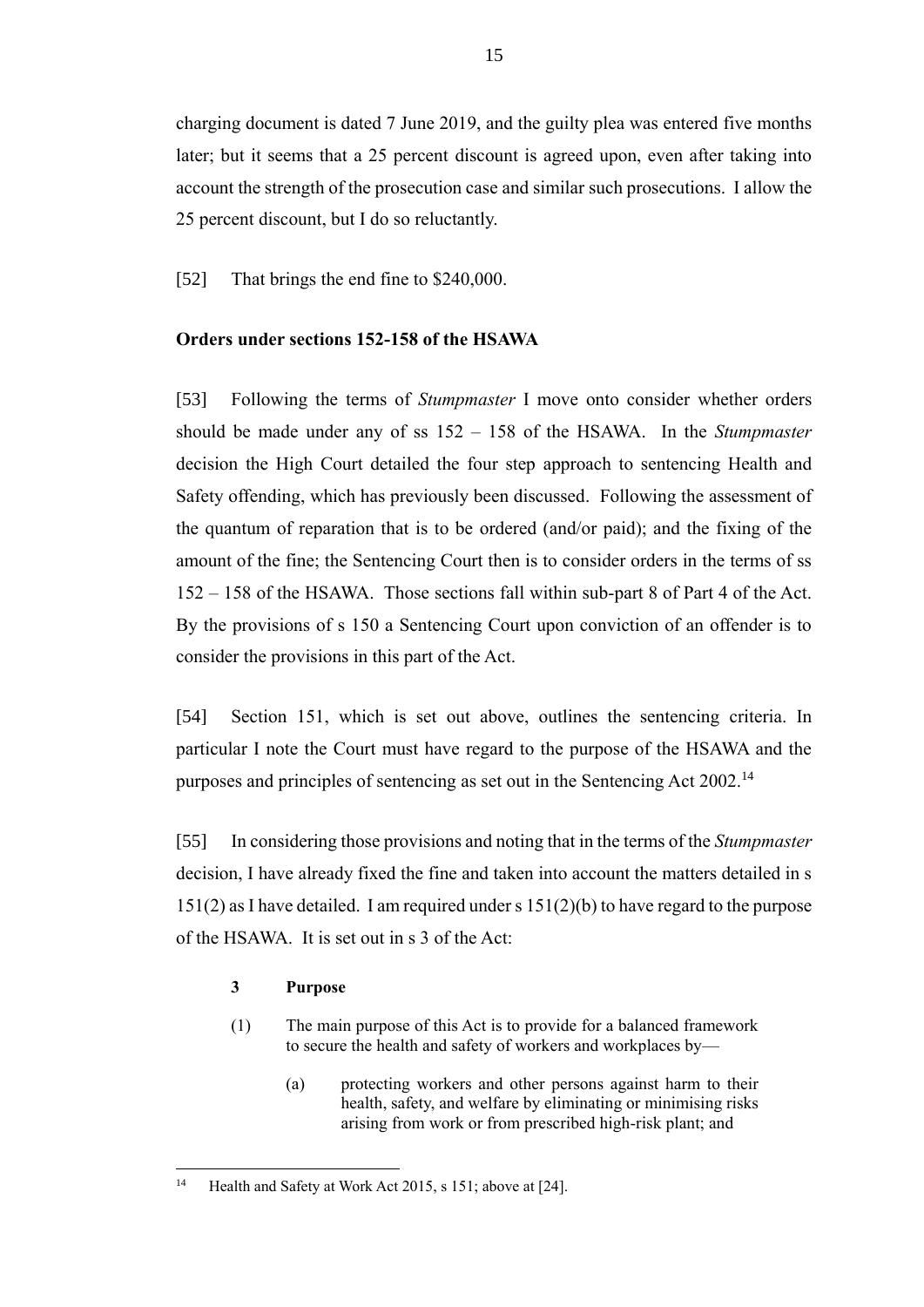charging document is dated 7 June 2019, and the guilty plea was entered five months later; but it seems that a 25 percent discount is agreed upon, even after taking into account the strength of the prosecution case and similar such prosecutions. I allow the 25 percent discount, but I do so reluctantly.

[52] That brings the end fine to $240,000.

**Orders under sections 152-158 of the HSAWA**

[53] Following the terms of *Stumpmaster* I move onto consider whether orders should be made under any of ss 152 – 158 of the HSAWA. In the *Stumpmaster* decision the High Court detailed the four step approach to sentencing Health and Safety offending, which has previously been discussed. Following the assessment of the quantum of reparation that is to be ordered (and/or paid); and the fixing of the amount of the fine; the Sentencing Court then is to consider orders in the terms of ss 152 – 158 of the HSAWA. Those sections fall within sub-part 8 of Part 4 of the Act. By the provisions of s 150 a Sentencing Court upon conviction of an offender is to consider the provisions in this part of the Act.

[54] Section 151, which is set out above, outlines the sentencing criteria. In particular I note the Court must have regard to the purpose of the HSAWA and the purposes and principles of sentencing as set out in the Sentencing Act 2002.[14]

[55] In considering those provisions and noting that in the terms of the *Stumpmaster* decision, I have already fixed the fine and taken into account the matters detailed in s 151(2) as I have detailed. I am required under s 151(2)(b) to have regard to the purpose of the HSAWA. It is set out in s 3 of the Act:

> **3 Purpose**
>
> (1) The main purpose of this Act is to provide for a balanced framework to secure the health and safety of workers and workplaces by—
>
> (a) protecting workers and other persons against harm to their health, safety, and welfare by eliminating or minimising risks arising from work or from prescribed high-risk plant; and

[14] Health and Safety at Work Act 2015, s 151; above at [24].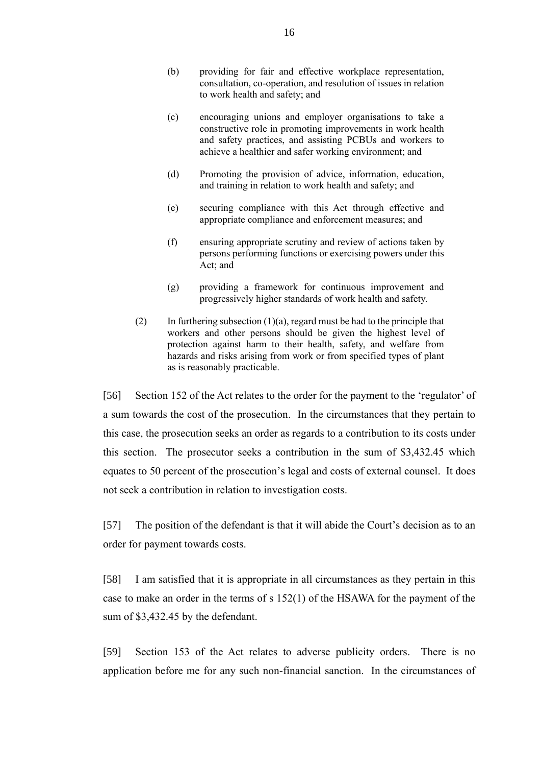(b) providing for fair and effective workplace representation, consultation, co-operation, and resolution of issues in relation to work health and safety; and

(c) encouraging unions and employer organisations to take a constructive role in promoting improvements in work health and safety practices, and assisting PCBUs and workers to achieve a healthier and safer working environment; and

(d) Promoting the provision of advice, information, education, and training in relation to work health and safety; and

(e) securing compliance with this Act through effective and appropriate compliance and enforcement measures; and

(f) ensuring appropriate scrutiny and review of actions taken by persons performing functions or exercising powers under this Act; and

(g) providing a framework for continuous improvement and progressively higher standards of work health and safety.

(2) In furthering subsection (1)(a), regard must be had to the principle that workers and other persons should be given the highest level of protection against harm to their health, safety, and welfare from hazards and risks arising from work or from specified types of plant as is reasonably practicable.

[56] Section 152 of the Act relates to the order for the payment to the 'regulator' of a sum towards the cost of the prosecution. In the circumstances that they pertain to this case, the prosecution seeks an order as regards to a contribution to its costs under this section. The prosecutor seeks a contribution in the sum of $3,432.45 which equates to 50 percent of the prosecution's legal and costs of external counsel. It does not seek a contribution in relation to investigation costs.

[57] The position of the defendant is that it will abide the Court's decision as to an order for payment towards costs.

[58] I am satisfied that it is appropriate in all circumstances as they pertain in this case to make an order in the terms of s 152(1) of the HSAWA for the payment of the sum of $3,432.45 by the defendant.

[59] Section 153 of the Act relates to adverse publicity orders. There is no application before me for any such non-financial sanction. In the circumstances of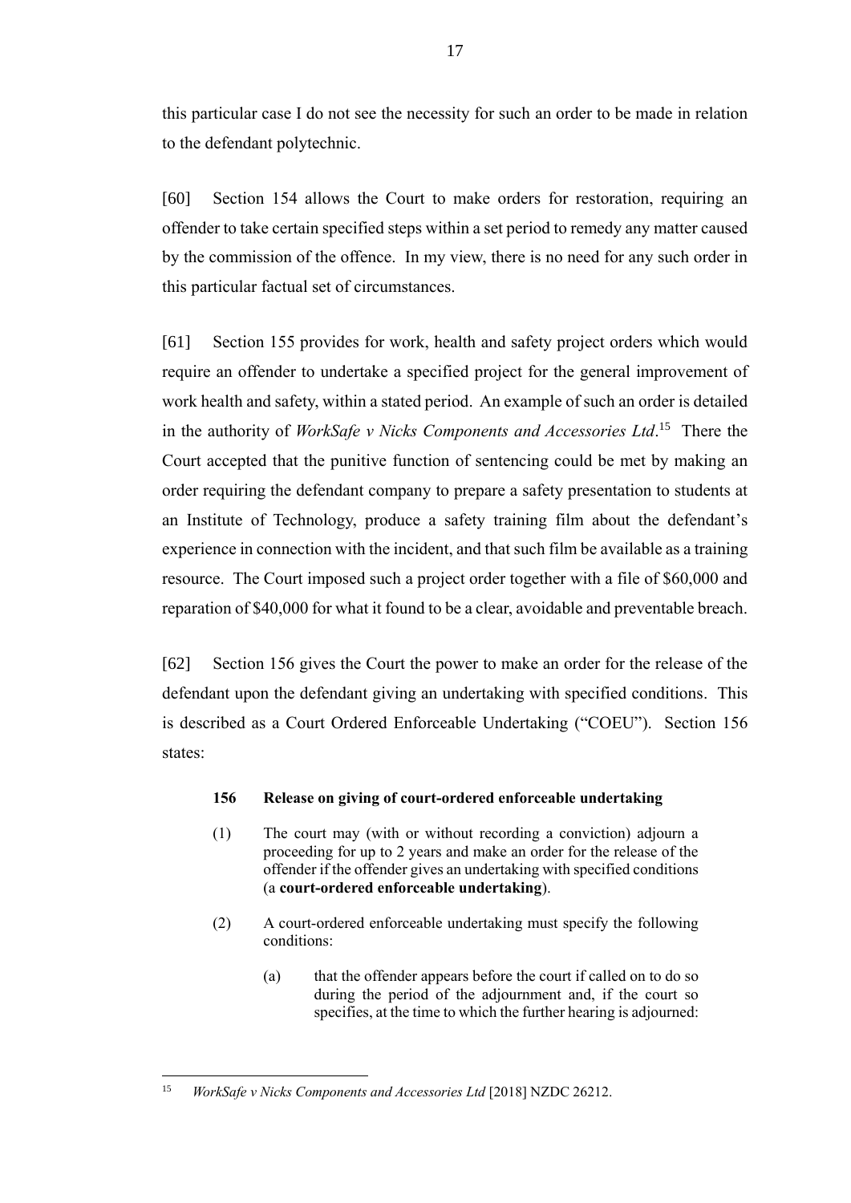this particular case I do not see the necessity for such an order to be made in relation to the defendant polytechnic.

[60] Section 154 allows the Court to make orders for restoration, requiring an offender to take certain specified steps within a set period to remedy any matter caused by the commission of the offence. In my view, there is no need for any such order in this particular factual set of circumstances.

[61] Section 155 provides for work, health and safety project orders which would require an offender to undertake a specified project for the general improvement of work health and safety, within a stated period. An example of such an order is detailed in the authority of *WorkSafe v Nicks Components and Accessories Ltd*.[15] There the Court accepted that the punitive function of sentencing could be met by making an order requiring the defendant company to prepare a safety presentation to students at an Institute of Technology, produce a safety training film about the defendant's experience in connection with the incident, and that such film be available as a training resource. The Court imposed such a project order together with a file of $60,000 and reparation of $40,000 for what it found to be a clear, avoidable and preventable breach.

[62] Section 156 gives the Court the power to make an order for the release of the defendant upon the defendant giving an undertaking with specified conditions. This is described as a Court Ordered Enforceable Undertaking ("COEU"). Section 156 states:

> **156 Release on giving of court-ordered enforceable undertaking**
>
> (1) The court may (with or without recording a conviction) adjourn a proceeding for up to 2 years and make an order for the release of the offender if the offender gives an undertaking with specified conditions (a **court-ordered enforceable undertaking**).
>
> (2) A court-ordered enforceable undertaking must specify the following conditions:
>
> (a) that the offender appears before the court if called on to do so during the period of the adjournment and, if the court so specifies, at the time to which the further hearing is adjourned:

---

[15] *WorkSafe v Nicks Components and Accessories Ltd* [2018] NZDC 26212.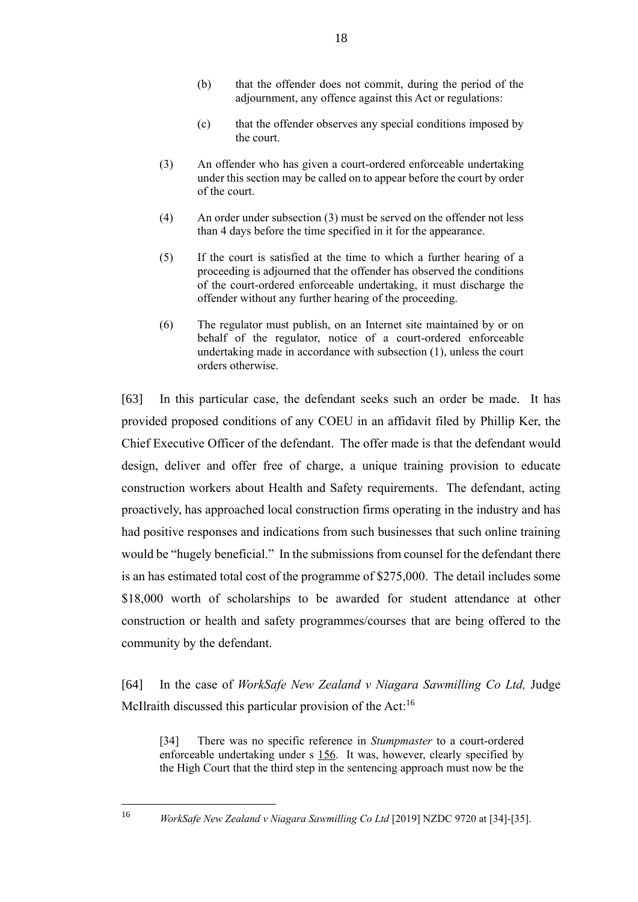> (b) that the offender does not commit, during the period of the adjournment, any offence against this Act or regulations:
>
> (c) that the offender observes any special conditions imposed by the court.
>
> (3) An offender who has given a court-ordered enforceable undertaking under this section may be called on to appear before the court by order of the court.
>
> (4) An order under subsection (3) must be served on the offender not less than 4 days before the time specified in it for the appearance.
>
> (5) If the court is satisfied at the time to which a further hearing of a proceeding is adjourned that the offender has observed the conditions of the court-ordered enforceable undertaking, it must discharge the offender without any further hearing of the proceeding.
>
> (6) The regulator must publish, on an Internet site maintained by or on behalf of the regulator, notice of a court-ordered enforceable undertaking made in accordance with subsection (1), unless the court orders otherwise.

[63] In this particular case, the defendant seeks such an order be made. It has provided proposed conditions of any COEU in an affidavit filed by Phillip Ker, the Chief Executive Officer of the defendant. The offer made is that the defendant would design, deliver and offer free of charge, a unique training provision to educate construction workers about Health and Safety requirements. The defendant, acting proactively, has approached local construction firms operating in the industry and has had positive responses and indications from such businesses that such online training would be "hugely beneficial." In the submissions from counsel for the defendant there is an has estimated total cost of the programme of $275,000. The detail includes some $18,000 worth of scholarships to be awarded for student attendance at other construction or health and safety programmes/courses that are being offered to the community by the defendant.

[64] In the case of *WorkSafe New Zealand v Niagara Sawmilling Co Ltd,* Judge McIlraith discussed this particular provision of the Act:[16]

> [34] There was no specific reference in *Stumpmaster* to a court-ordered enforceable undertaking under s 156. It was, however, clearly specified by the High Court that the third step in the sentencing approach must now be the

[16] *WorkSafe New Zealand v Niagara Sawmilling Co Ltd* [2019] NZDC 9720 at [34]-[35].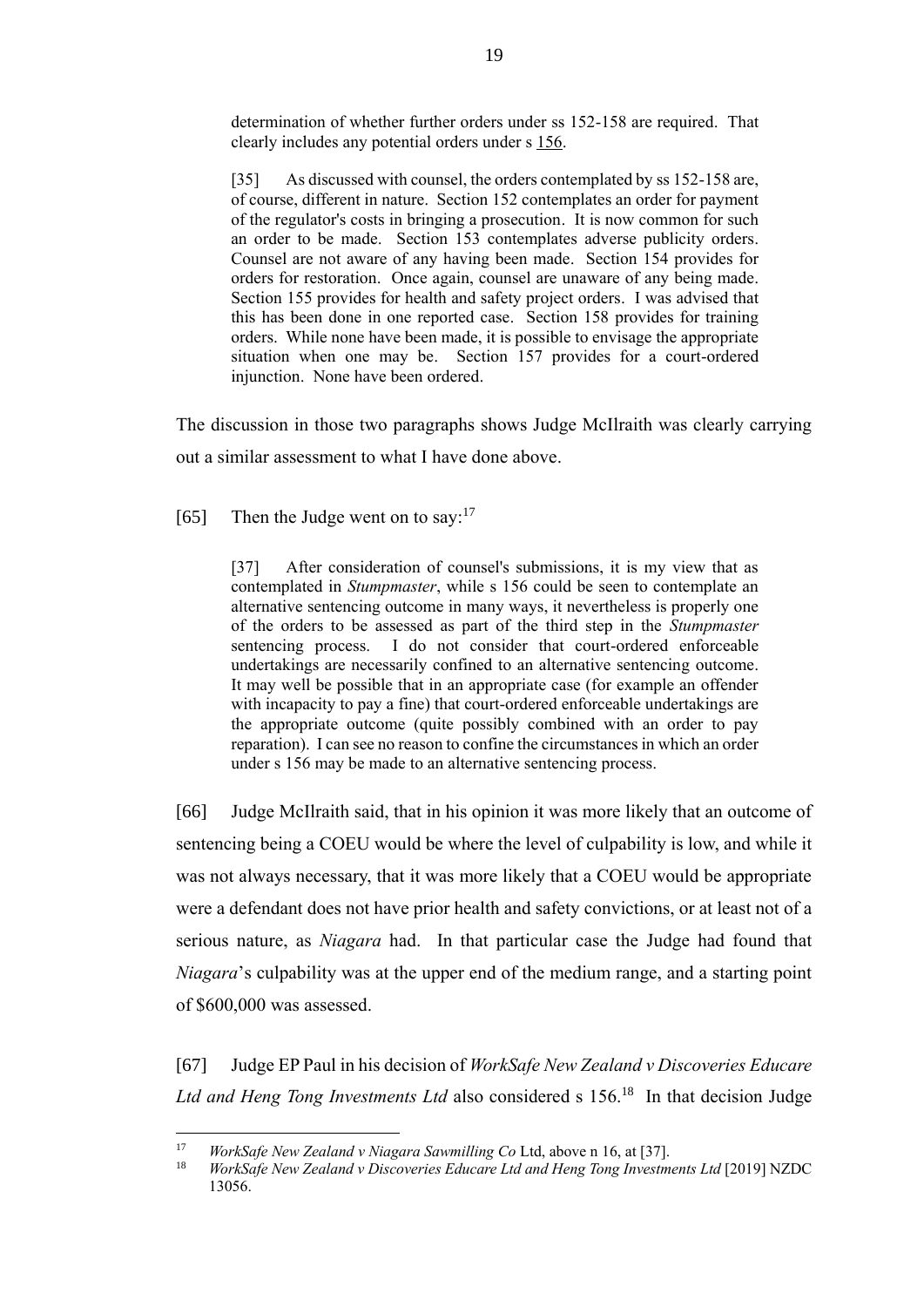> determination of whether further orders under ss 152-158 are required. That clearly includes any potential orders under s 156.
>
> [35] As discussed with counsel, the orders contemplated by ss 152-158 are, of course, different in nature. Section 152 contemplates an order for payment of the regulator's costs in bringing a prosecution. It is now common for such an order to be made. Section 153 contemplates adverse publicity orders. Counsel are not aware of any having been made. Section 154 provides for orders for restoration. Once again, counsel are unaware of any being made. Section 155 provides for health and safety project orders. I was advised that this has been done in one reported case. Section 158 provides for training orders. While none have been made, it is possible to envisage the appropriate situation when one may be. Section 157 provides for a court-ordered injunction. None have been ordered.

The discussion in those two paragraphs shows Judge McIlraith was clearly carrying out a similar assessment to what I have done above.

[65] Then the Judge went on to say:[17]

> [37] After consideration of counsel's submissions, it is my view that as contemplated in *Stumpmaster*, while s 156 could be seen to contemplate an alternative sentencing outcome in many ways, it nevertheless is properly one of the orders to be assessed as part of the third step in the *Stumpmaster* sentencing process. I do not consider that court-ordered enforceable undertakings are necessarily confined to an alternative sentencing outcome. It may well be possible that in an appropriate case (for example an offender with incapacity to pay a fine) that court-ordered enforceable undertakings are the appropriate outcome (quite possibly combined with an order to pay reparation). I can see no reason to confine the circumstances in which an order under s 156 may be made to an alternative sentencing process.

[66] Judge McIlraith said, that in his opinion it was more likely that an outcome of sentencing being a COEU would be where the level of culpability is low, and while it was not always necessary, that it was more likely that a COEU would be appropriate were a defendant does not have prior health and safety convictions, or at least not of a serious nature, as *Niagara* had. In that particular case the Judge had found that *Niagara*'s culpability was at the upper end of the medium range, and a starting point of $600,000 was assessed.

[67] Judge EP Paul in his decision of *WorkSafe New Zealand v Discoveries Educare Ltd and Heng Tong Investments Ltd* also considered s 156.[18] In that decision Judge

---

[17] *WorkSafe New Zealand v Niagara Sawmilling Co* Ltd, above n 16, at [37].

[18] *WorkSafe New Zealand v Discoveries Educare Ltd and Heng Tong Investments Ltd* [2019] NZDC 13056.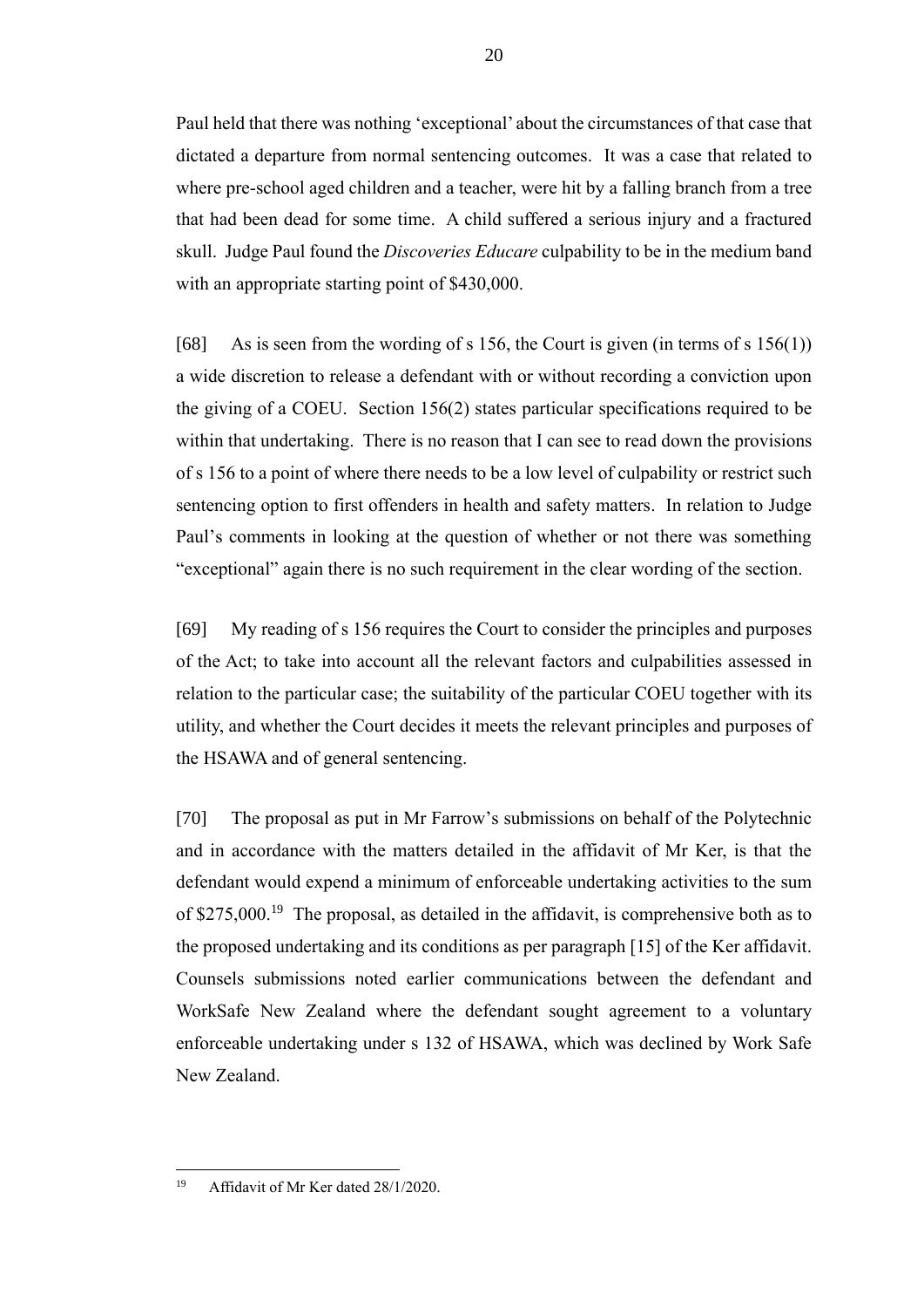Paul held that there was nothing 'exceptional' about the circumstances of that case that dictated a departure from normal sentencing outcomes. It was a case that related to where pre-school aged children and a teacher, were hit by a falling branch from a tree that had been dead for some time. A child suffered a serious injury and a fractured skull. Judge Paul found the *Discoveries Educare* culpability to be in the medium band with an appropriate starting point of $430,000.

[68] As is seen from the wording of s 156, the Court is given (in terms of s 156(1)) a wide discretion to release a defendant with or without recording a conviction upon the giving of a COEU. Section 156(2) states particular specifications required to be within that undertaking. There is no reason that I can see to read down the provisions of s 156 to a point of where there needs to be a low level of culpability or restrict such sentencing option to first offenders in health and safety matters. In relation to Judge Paul's comments in looking at the question of whether or not there was something "exceptional" again there is no such requirement in the clear wording of the section.

[69] My reading of s 156 requires the Court to consider the principles and purposes of the Act; to take into account all the relevant factors and culpabilities assessed in relation to the particular case; the suitability of the particular COEU together with its utility, and whether the Court decides it meets the relevant principles and purposes of the HSAWA and of general sentencing.

[70] The proposal as put in Mr Farrow's submissions on behalf of the Polytechnic and in accordance with the matters detailed in the affidavit of Mr Ker, is that the defendant would expend a minimum of enforceable undertaking activities to the sum of $275,000.[19] The proposal, as detailed in the affidavit, is comprehensive both as to the proposed undertaking and its conditions as per paragraph [15] of the Ker affidavit. Counsels submissions noted earlier communications between the defendant and WorkSafe New Zealand where the defendant sought agreement to a voluntary enforceable undertaking under s 132 of HSAWA, which was declined by Work Safe New Zealand.

---

[19] Affidavit of Mr Ker dated 28/1/2020.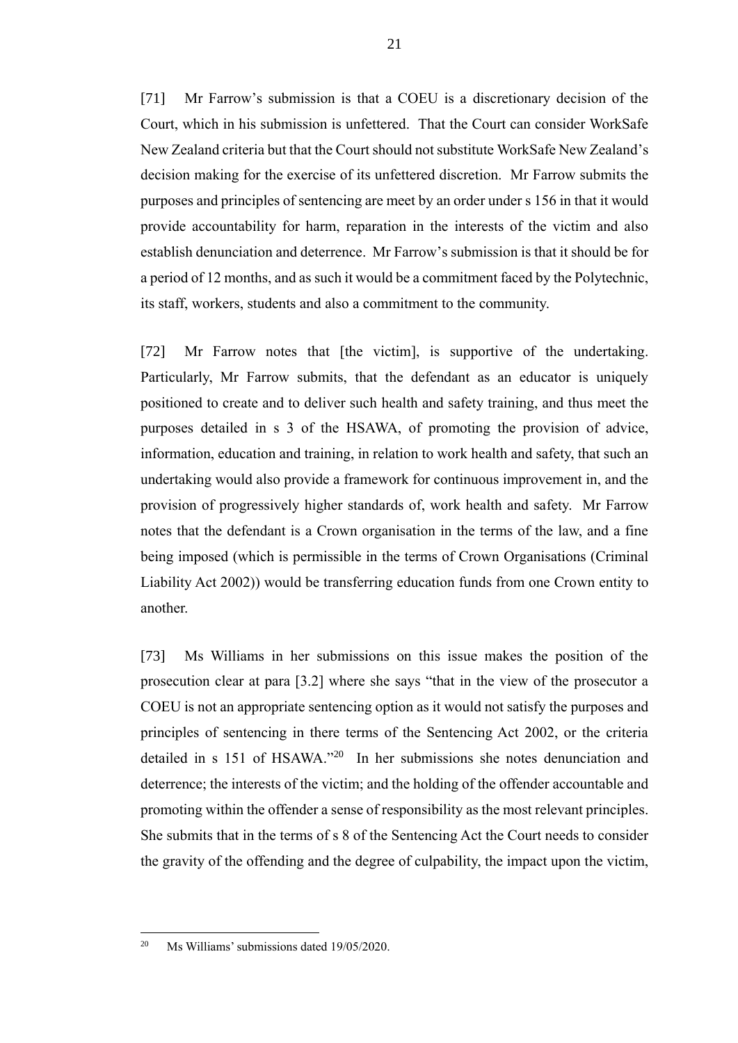[71] Mr Farrow's submission is that a COEU is a discretionary decision of the Court, which in his submission is unfettered. That the Court can consider WorkSafe New Zealand criteria but that the Court should not substitute WorkSafe New Zealand's decision making for the exercise of its unfettered discretion. Mr Farrow submits the purposes and principles of sentencing are meet by an order under s 156 in that it would provide accountability for harm, reparation in the interests of the victim and also establish denunciation and deterrence. Mr Farrow's submission is that it should be for a period of 12 months, and as such it would be a commitment faced by the Polytechnic, its staff, workers, students and also a commitment to the community.

[72] Mr Farrow notes that [the victim], is supportive of the undertaking. Particularly, Mr Farrow submits, that the defendant as an educator is uniquely positioned to create and to deliver such health and safety training, and thus meet the purposes detailed in s 3 of the HSAWA, of promoting the provision of advice, information, education and training, in relation to work health and safety, that such an undertaking would also provide a framework for continuous improvement in, and the provision of progressively higher standards of, work health and safety. Mr Farrow notes that the defendant is a Crown organisation in the terms of the law, and a fine being imposed (which is permissible in the terms of Crown Organisations (Criminal Liability Act 2002)) would be transferring education funds from one Crown entity to another.

[73] Ms Williams in her submissions on this issue makes the position of the prosecution clear at para [3.2] where she says "that in the view of the prosecutor a COEU is not an appropriate sentencing option as it would not satisfy the purposes and principles of sentencing in there terms of the Sentencing Act 2002, or the criteria detailed in s 151 of HSAWA."[20] In her submissions she notes denunciation and deterrence; the interests of the victim; and the holding of the offender accountable and promoting within the offender a sense of responsibility as the most relevant principles. She submits that in the terms of s 8 of the Sentencing Act the Court needs to consider the gravity of the offending and the degree of culpability, the impact upon the victim,

---

[20] Ms Williams' submissions dated 19/05/2020.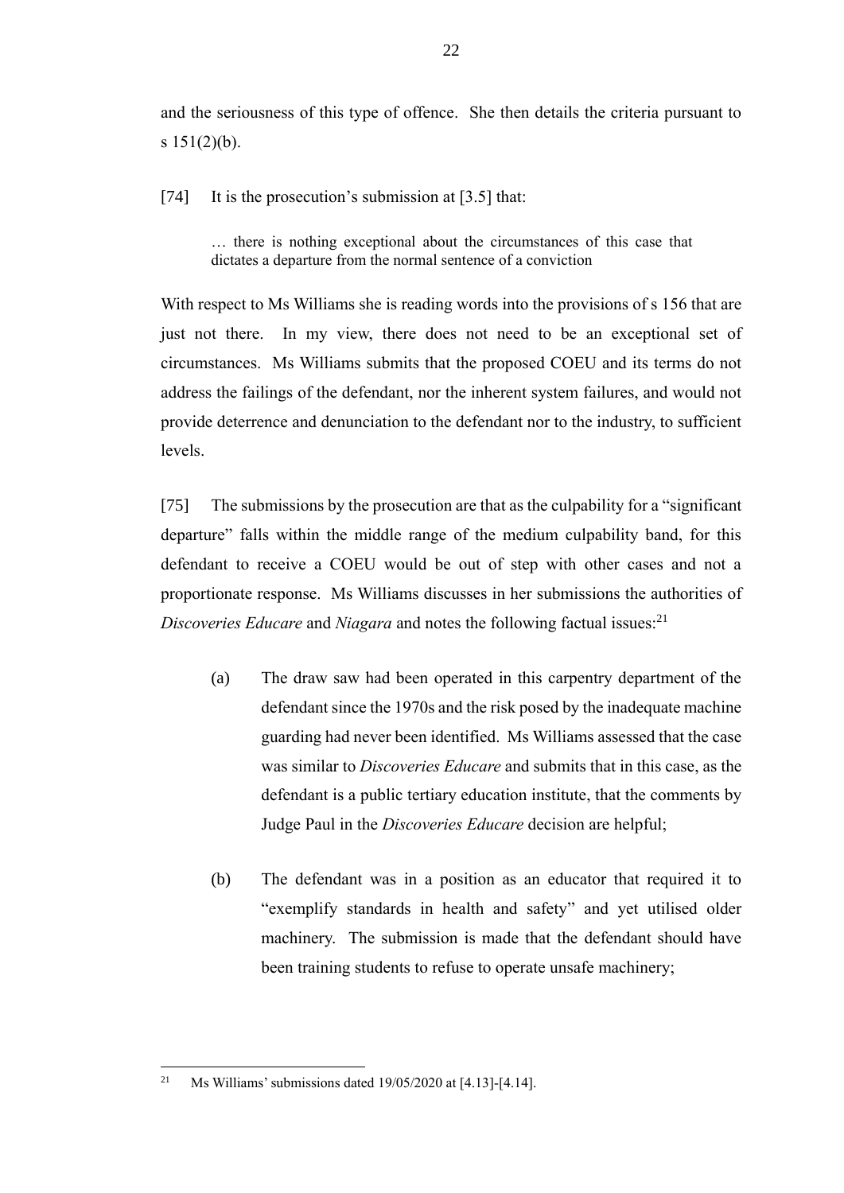and the seriousness of this type of offence. She then details the criteria pursuant to s 151(2)(b).

[74] It is the prosecution's submission at [3.5] that:

> … there is nothing exceptional about the circumstances of this case that dictates a departure from the normal sentence of a conviction

With respect to Ms Williams she is reading words into the provisions of s 156 that are just not there. In my view, there does not need to be an exceptional set of circumstances. Ms Williams submits that the proposed COEU and its terms do not address the failings of the defendant, nor the inherent system failures, and would not provide deterrence and denunciation to the defendant nor to the industry, to sufficient levels.

[75] The submissions by the prosecution are that as the culpability for a "significant departure" falls within the middle range of the medium culpability band, for this defendant to receive a COEU would be out of step with other cases and not a proportionate response. Ms Williams discusses in her submissions the authorities of *Discoveries Educare* and *Niagara* and notes the following factual issues:[21]

(a) The draw saw had been operated in this carpentry department of the defendant since the 1970s and the risk posed by the inadequate machine guarding had never been identified. Ms Williams assessed that the case was similar to *Discoveries Educare* and submits that in this case, as the defendant is a public tertiary education institute, that the comments by Judge Paul in the *Discoveries Educare* decision are helpful;

(b) The defendant was in a position as an educator that required it to "exemplify standards in health and safety" and yet utilised older machinery. The submission is made that the defendant should have been training students to refuse to operate unsafe machinery;

---

[21] Ms Williams' submissions dated 19/05/2020 at [4.13]-[4.14].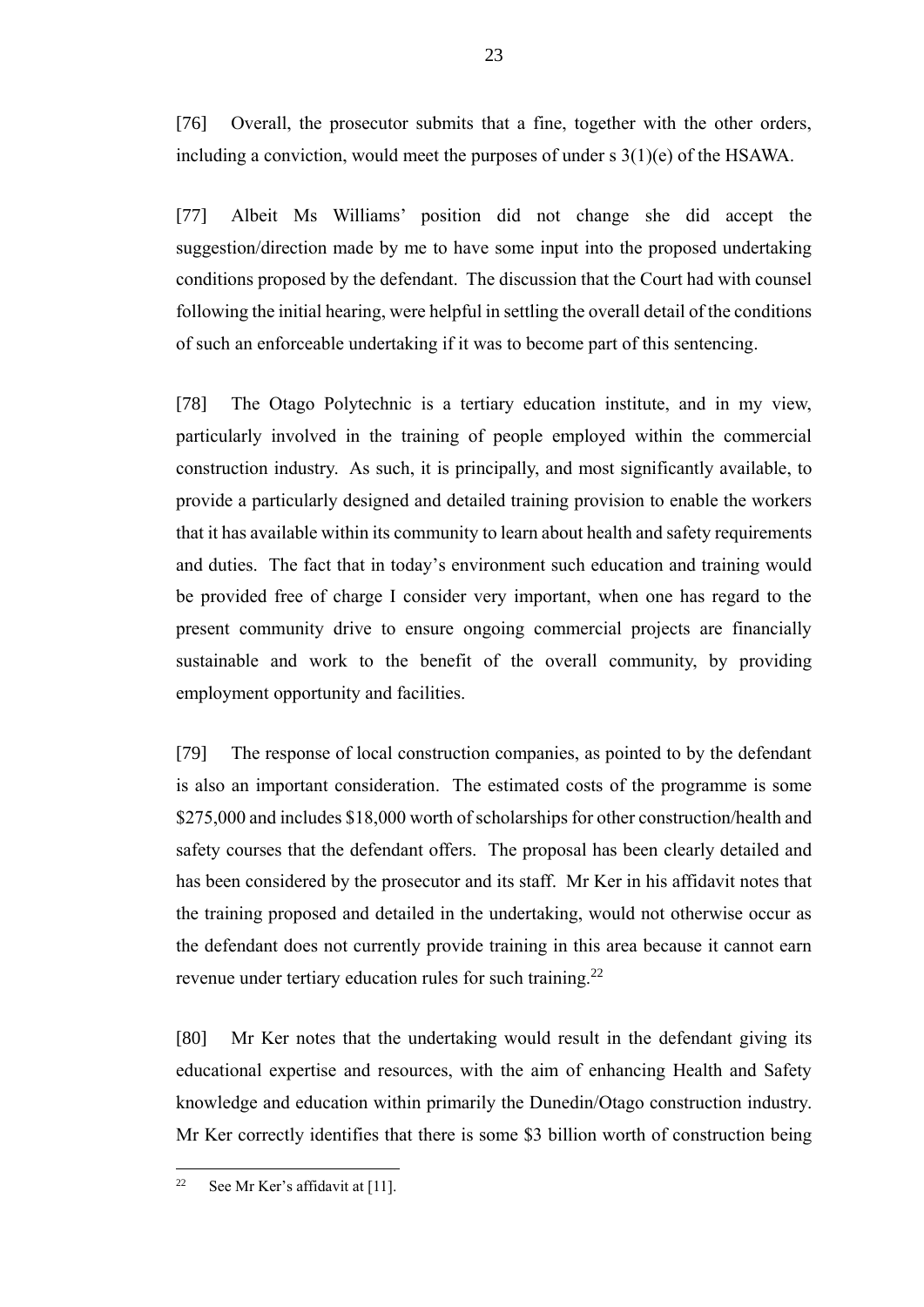[76] Overall, the prosecutor submits that a fine, together with the other orders, including a conviction, would meet the purposes of under s 3(1)(e) of the HSAWA.

[77] Albeit Ms Williams' position did not change she did accept the suggestion/direction made by me to have some input into the proposed undertaking conditions proposed by the defendant. The discussion that the Court had with counsel following the initial hearing, were helpful in settling the overall detail of the conditions of such an enforceable undertaking if it was to become part of this sentencing.

[78] The Otago Polytechnic is a tertiary education institute, and in my view, particularly involved in the training of people employed within the commercial construction industry. As such, it is principally, and most significantly available, to provide a particularly designed and detailed training provision to enable the workers that it has available within its community to learn about health and safety requirements and duties. The fact that in today's environment such education and training would be provided free of charge I consider very important, when one has regard to the present community drive to ensure ongoing commercial projects are financially sustainable and work to the benefit of the overall community, by providing employment opportunity and facilities.

[79] The response of local construction companies, as pointed to by the defendant is also an important consideration. The estimated costs of the programme is some $275,000 and includes $18,000 worth of scholarships for other construction/health and safety courses that the defendant offers. The proposal has been clearly detailed and has been considered by the prosecutor and its staff. Mr Ker in his affidavit notes that the training proposed and detailed in the undertaking, would not otherwise occur as the defendant does not currently provide training in this area because it cannot earn revenue under tertiary education rules for such training.[22]

[80] Mr Ker notes that the undertaking would result in the defendant giving its educational expertise and resources, with the aim of enhancing Health and Safety knowledge and education within primarily the Dunedin/Otago construction industry. Mr Ker correctly identifies that there is some $3 billion worth of construction being

---

[22] See Mr Ker's affidavit at [11].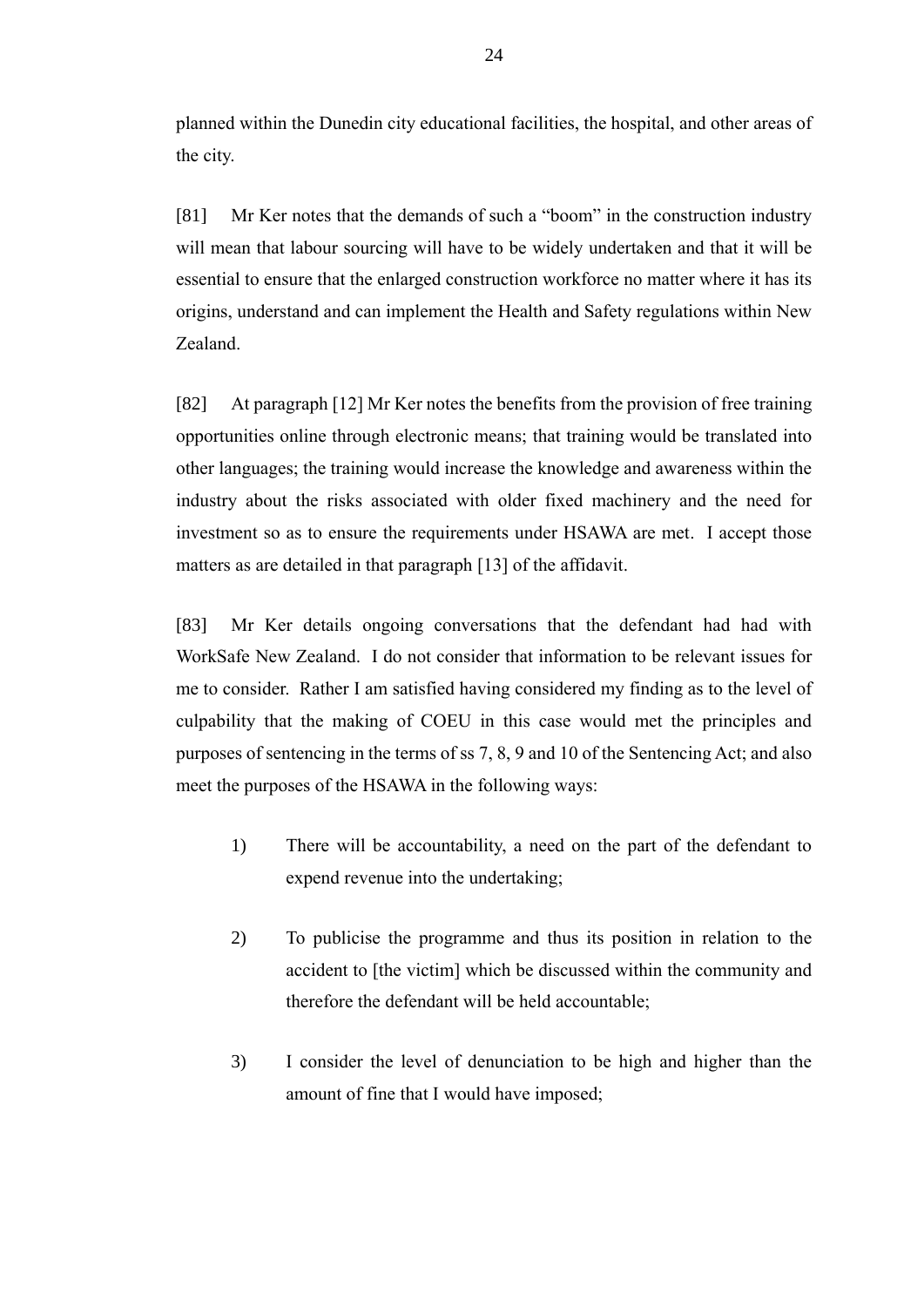planned within the Dunedin city educational facilities, the hospital, and other areas of the city.

[81] Mr Ker notes that the demands of such a "boom" in the construction industry will mean that labour sourcing will have to be widely undertaken and that it will be essential to ensure that the enlarged construction workforce no matter where it has its origins, understand and can implement the Health and Safety regulations within New Zealand.

[82] At paragraph [12] Mr Ker notes the benefits from the provision of free training opportunities online through electronic means; that training would be translated into other languages; the training would increase the knowledge and awareness within the industry about the risks associated with older fixed machinery and the need for investment so as to ensure the requirements under HSAWA are met. I accept those matters as are detailed in that paragraph [13] of the affidavit.

[83] Mr Ker details ongoing conversations that the defendant had had with WorkSafe New Zealand. I do not consider that information to be relevant issues for me to consider. Rather I am satisfied having considered my finding as to the level of culpability that the making of COEU in this case would met the principles and purposes of sentencing in the terms of ss 7, 8, 9 and 10 of the Sentencing Act; and also meet the purposes of the HSAWA in the following ways:

1) There will be accountability, a need on the part of the defendant to expend revenue into the undertaking;

2) To publicise the programme and thus its position in relation to the accident to [the victim] which be discussed within the community and therefore the defendant will be held accountable;

3) I consider the level of denunciation to be high and higher than the amount of fine that I would have imposed;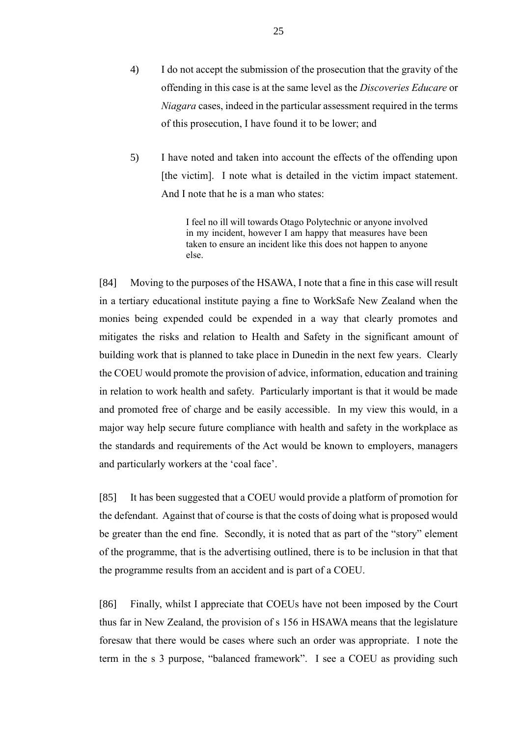4) I do not accept the submission of the prosecution that the gravity of the offending in this case is at the same level as the *Discoveries Educare* or *Niagara* cases, indeed in the particular assessment required in the terms of this prosecution, I have found it to be lower; and

5) I have noted and taken into account the effects of the offending upon [the victim]. I note what is detailed in the victim impact statement. And I note that he is a man who states:

> I feel no ill will towards Otago Polytechnic or anyone involved in my incident, however I am happy that measures have been taken to ensure an incident like this does not happen to anyone else.

[84] Moving to the purposes of the HSAWA, I note that a fine in this case will result in a tertiary educational institute paying a fine to WorkSafe New Zealand when the monies being expended could be expended in a way that clearly promotes and mitigates the risks and relation to Health and Safety in the significant amount of building work that is planned to take place in Dunedin in the next few years. Clearly the COEU would promote the provision of advice, information, education and training in relation to work health and safety. Particularly important is that it would be made and promoted free of charge and be easily accessible. In my view this would, in a major way help secure future compliance with health and safety in the workplace as the standards and requirements of the Act would be known to employers, managers and particularly workers at the 'coal face'.

[85] It has been suggested that a COEU would provide a platform of promotion for the defendant. Against that of course is that the costs of doing what is proposed would be greater than the end fine. Secondly, it is noted that as part of the "story" element of the programme, that is the advertising outlined, there is to be inclusion in that that the programme results from an accident and is part of a COEU.

[86] Finally, whilst I appreciate that COEUs have not been imposed by the Court thus far in New Zealand, the provision of s 156 in HSAWA means that the legislature foresaw that there would be cases where such an order was appropriate. I note the term in the s 3 purpose, "balanced framework". I see a COEU as providing such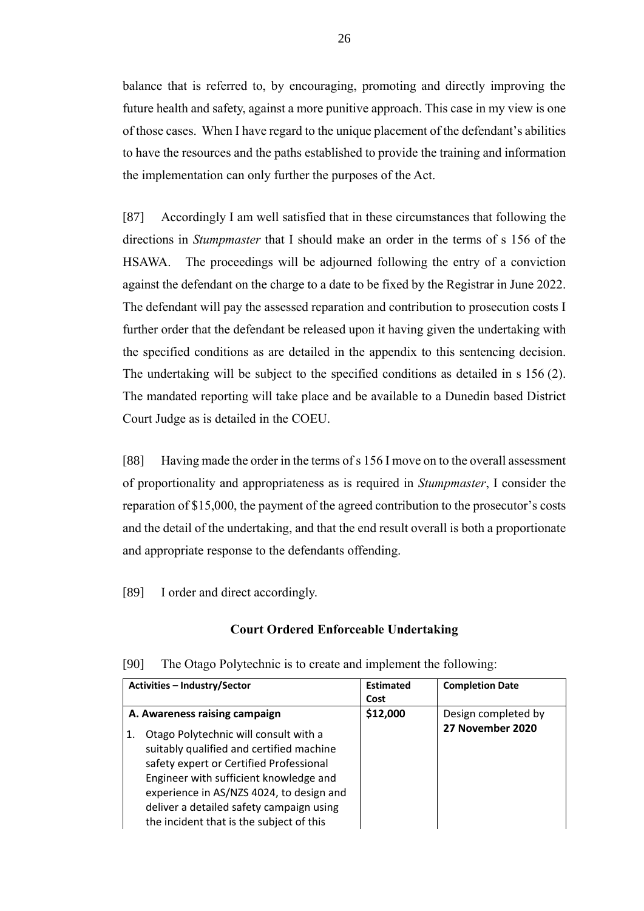balance that is referred to, by encouraging, promoting and directly improving the future health and safety, against a more punitive approach. This case in my view is one of those cases. When I have regard to the unique placement of the defendant's abilities to have the resources and the paths established to provide the training and information the implementation can only further the purposes of the Act.

[87] Accordingly I am well satisfied that in these circumstances that following the directions in *Stumpmaster* that I should make an order in the terms of s 156 of the HSAWA. The proceedings will be adjourned following the entry of a conviction against the defendant on the charge to a date to be fixed by the Registrar in June 2022. The defendant will pay the assessed reparation and contribution to prosecution costs I further order that the defendant be released upon it having given the undertaking with the specified conditions as are detailed in the appendix to this sentencing decision. The undertaking will be subject to the specified conditions as detailed in s 156 (2). The mandated reporting will take place and be available to a Dunedin based District Court Judge as is detailed in the COEU.

[88] Having made the order in the terms of s 156 I move on to the overall assessment of proportionality and appropriateness as is required in *Stumpmaster*, I consider the reparation of $15,000, the payment of the agreed contribution to the prosecutor's costs and the detail of the undertaking, and that the end result overall is both a proportionate and appropriate response to the defendants offending.

[89] I order and direct accordingly.

## Court Ordered Enforceable Undertaking

[90] The Otago Polytechnic is to create and implement the following:

| Activities – Industry/Sector | Estimated Cost | Completion Date |
|---|---|---|
| **A. Awareness raising campaign**<br>1. Otago Polytechnic will consult with a suitably qualified and certified machine safety expert or Certified Professional Engineer with sufficient knowledge and experience in AS/NZS 4024, to design and deliver a detailed safety campaign using the incident that is the subject of this | **$12,000** | Design completed by **27 November 2020** |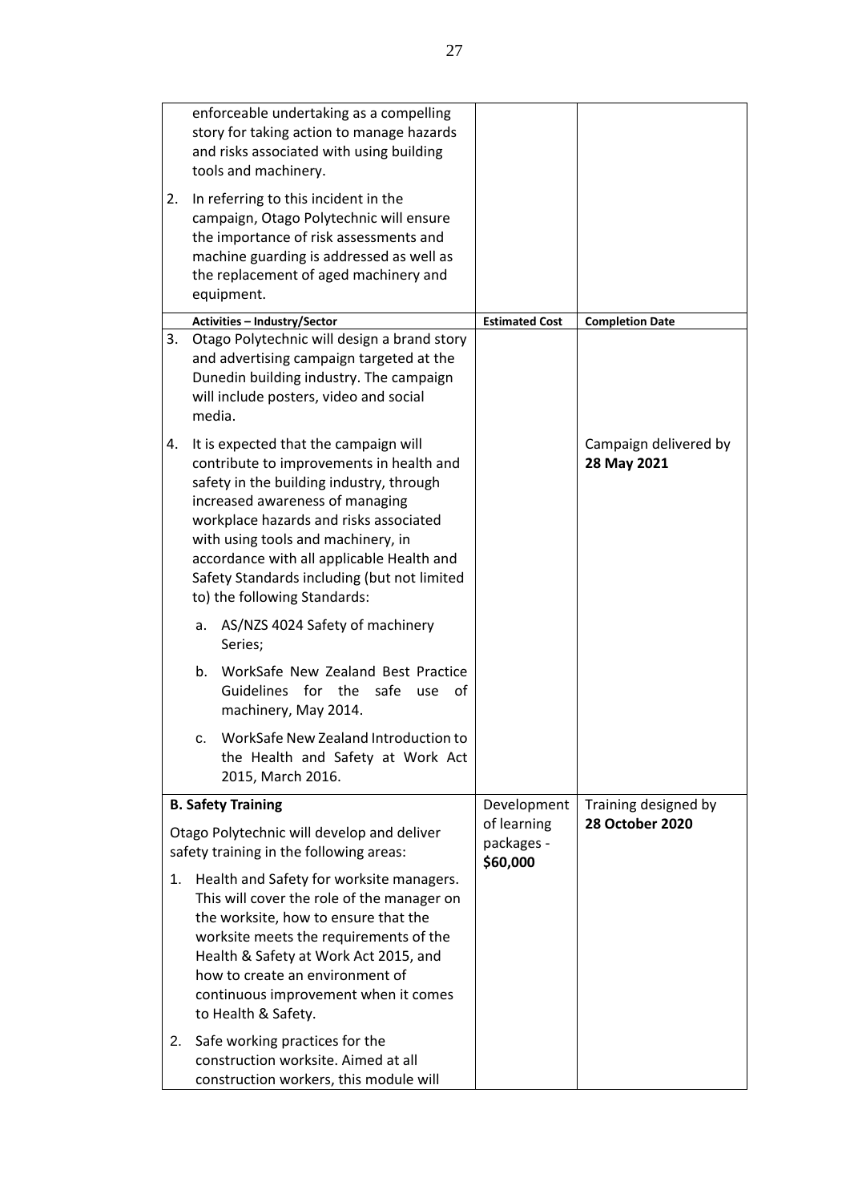| | | |
|---|---|---|
| enforceable undertaking as a compelling story for taking action to manage hazards and risks associated with using building tools and machinery.<br><br>2. In referring to this incident in the campaign, Otago Polytechnic will ensure the importance of risk assessments and machine guarding is addressed as well as the replacement of aged machinery and equipment. | | |
| **Activities – Industry/Sector** | **Estimated Cost** | **Completion Date** |
| 3. Otago Polytechnic will design a brand story and advertising campaign targeted at the Dunedin building industry. The campaign will include posters, video and social media.<br><br>4. It is expected that the campaign will contribute to improvements in health and safety in the building industry, through increased awareness of managing workplace hazards and risks associated with using tools and machinery, in accordance with all applicable Health and Safety Standards including (but not limited to) the following Standards:<br><br>a. AS/NZS 4024 Safety of machinery Series;<br><br>b. WorkSafe New Zealand Best Practice Guidelines for the safe use of machinery, May 2014.<br><br>c. WorkSafe New Zealand Introduction to the Health and Safety at Work Act 2015, March 2016. | | Campaign delivered by **28 May 2021** |
| **B. Safety Training**<br><br>Otago Polytechnic will develop and deliver safety training in the following areas:<br><br>1. Health and Safety for worksite managers. This will cover the role of the manager on the worksite, how to ensure that the worksite meets the requirements of the Health & Safety at Work Act 2015, and how to create an environment of continuous improvement when it comes to Health & Safety.<br><br>2. Safe working practices for the construction worksite. Aimed at all construction workers, this module will | Development of learning packages - **$60,000** | Training designed by **28 October 2020** |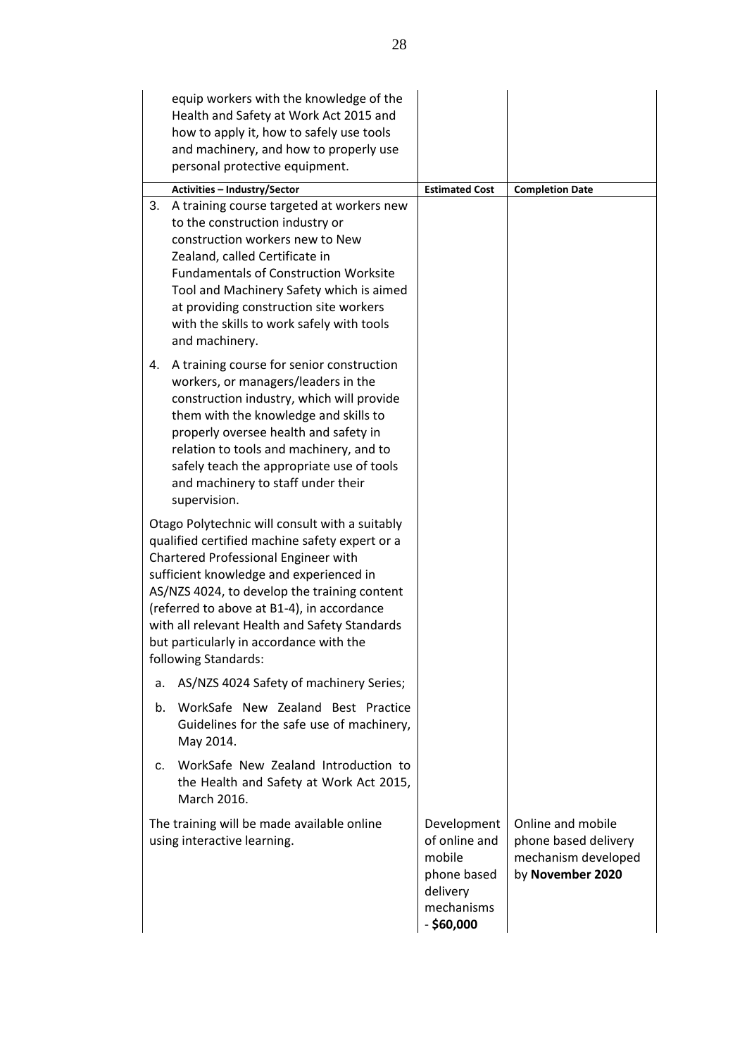| | | |
|---|---|---|
| equip workers with the knowledge of the Health and Safety at Work Act 2015 and how to apply it, how to safely use tools and machinery, and how to properly use personal protective equipment. | | |
| **Activities – Industry/Sector** | **Estimated Cost** | **Completion Date** |
| 3. A training course targeted at workers new to the construction industry or construction workers new to New Zealand, called Certificate in Fundamentals of Construction Worksite Tool and Machinery Safety which is aimed at providing construction site workers with the skills to work safely with tools and machinery.<br><br>4. A training course for senior construction workers, or managers/leaders in the construction industry, which will provide them with the knowledge and skills to properly oversee health and safety in relation to tools and machinery, and to safely teach the appropriate use of tools and machinery to staff under their supervision.<br><br>Otago Polytechnic will consult with a suitably qualified certified machine safety expert or a Chartered Professional Engineer with sufficient knowledge and experienced in AS/NZS 4024, to develop the training content (referred to above at B1-4), in accordance with all relevant Health and Safety Standards but particularly in accordance with the following Standards:<br><br>a. AS/NZS 4024 Safety of machinery Series;<br><br>b. WorkSafe New Zealand Best Practice Guidelines for the safe use of machinery, May 2014.<br><br>c. WorkSafe New Zealand Introduction to the Health and Safety at Work Act 2015, March 2016. | | |
| The training will be made available online using interactive learning. | Development of online and mobile phone based delivery mechanisms - **$60,000** | Online and mobile phone based delivery mechanism developed by **November 2020** |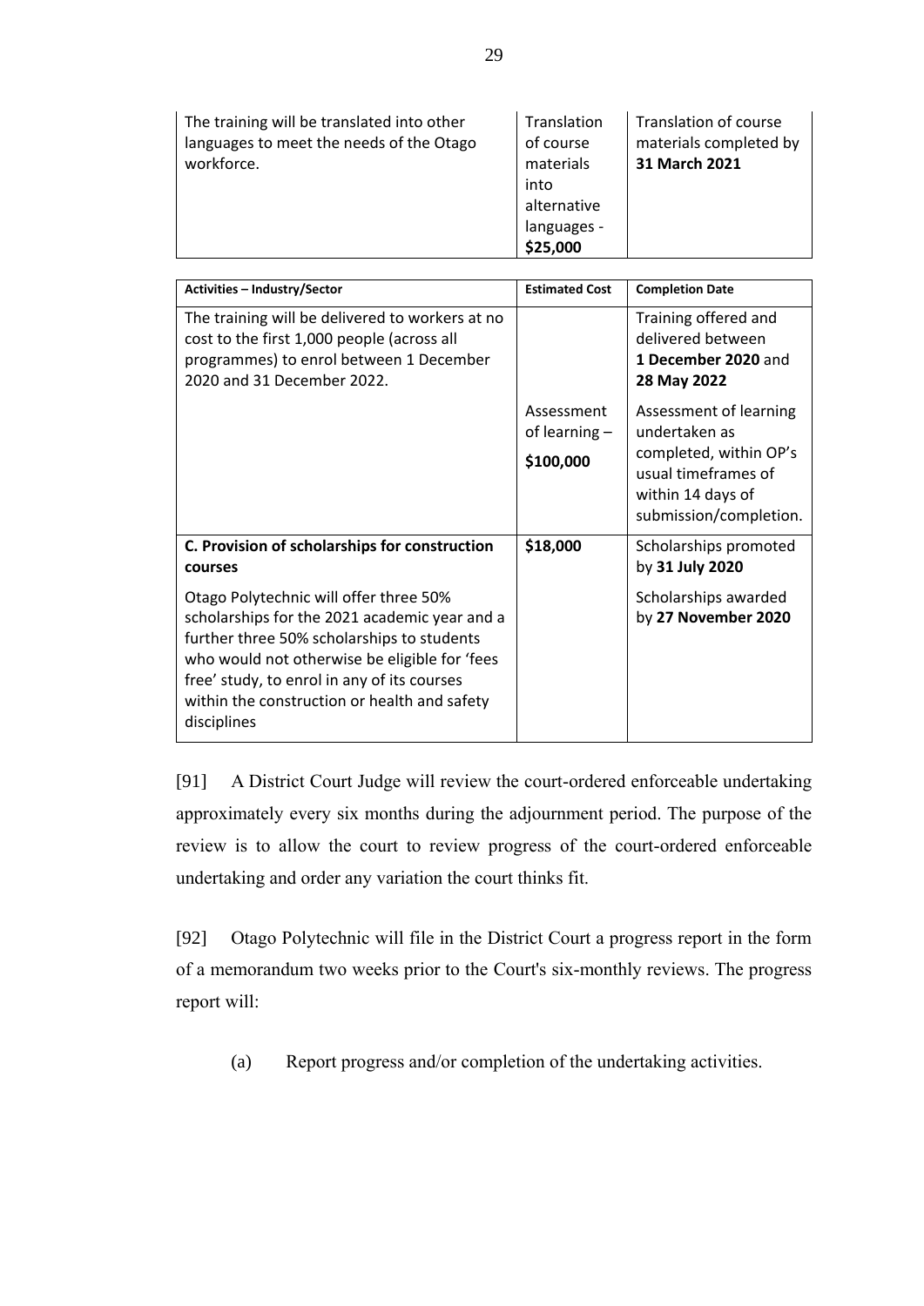| | | |
|---|---|---|
| The training will be translated into other languages to meet the needs of the Otago workforce. | Translation of course materials into alternative languages - **$25,000** | Translation of course materials completed by **31 March 2021** |

| **Activities – Industry/Sector** | **Estimated Cost** | **Completion Date** |
|---|---|---|
| The training will be delivered to workers at no cost to the first 1,000 people (across all programmes) to enrol between 1 December 2020 and 31 December 2022. | | Training offered and delivered between **1 December 2020** and **28 May 2022** |
| | Assessment of learning – **$100,000** | Assessment of learning undertaken as completed, within OP's usual timeframes of within 14 days of submission/completion. |
| **C. Provision of scholarships for construction courses** | **$18,000** | Scholarships promoted by **31 July 2020** |
| Otago Polytechnic will offer three 50% scholarships for the 2021 academic year and a further three 50% scholarships to students who would not otherwise be eligible for 'fees free' study, to enrol in any of its courses within the construction or health and safety disciplines | | Scholarships awarded by **27 November 2020** |

[91] A District Court Judge will review the court-ordered enforceable undertaking approximately every six months during the adjournment period. The purpose of the review is to allow the court to review progress of the court-ordered enforceable undertaking and order any variation the court thinks fit.

[92] Otago Polytechnic will file in the District Court a progress report in the form of a memorandum two weeks prior to the Court's six-monthly reviews. The progress report will:

(a) Report progress and/or completion of the undertaking activities.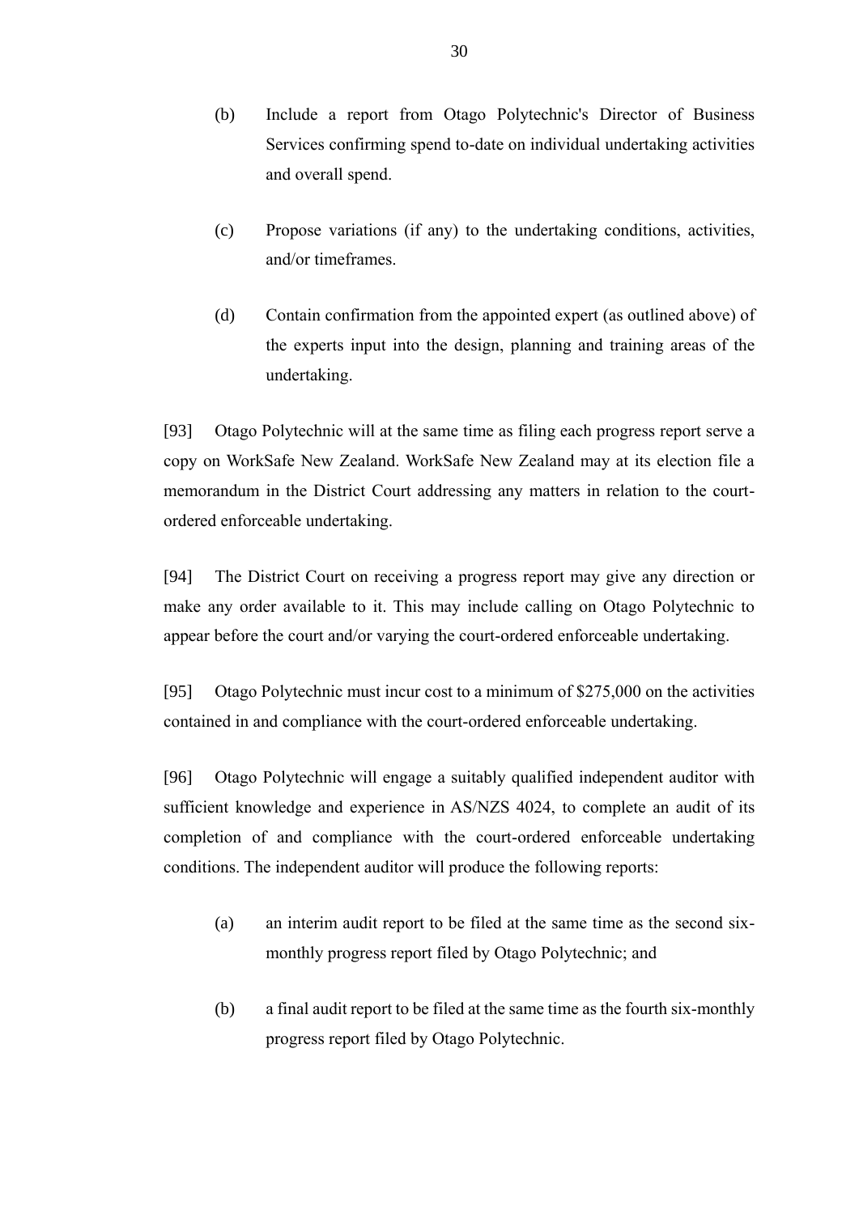(b) Include a report from Otago Polytechnic's Director of Business Services confirming spend to-date on individual undertaking activities and overall spend.

(c) Propose variations (if any) to the undertaking conditions, activities, and/or timeframes.

(d) Contain confirmation from the appointed expert (as outlined above) of the experts input into the design, planning and training areas of the undertaking.

[93] Otago Polytechnic will at the same time as filing each progress report serve a copy on WorkSafe New Zealand. WorkSafe New Zealand may at its election file a memorandum in the District Court addressing any matters in relation to the court-ordered enforceable undertaking.

[94] The District Court on receiving a progress report may give any direction or make any order available to it. This may include calling on Otago Polytechnic to appear before the court and/or varying the court-ordered enforceable undertaking.

[95] Otago Polytechnic must incur cost to a minimum of $275,000 on the activities contained in and compliance with the court-ordered enforceable undertaking.

[96] Otago Polytechnic will engage a suitably qualified independent auditor with sufficient knowledge and experience in AS/NZS 4024, to complete an audit of its completion of and compliance with the court-ordered enforceable undertaking conditions. The independent auditor will produce the following reports:

(a) an interim audit report to be filed at the same time as the second six-monthly progress report filed by Otago Polytechnic; and

(b) a final audit report to be filed at the same time as the fourth six-monthly progress report filed by Otago Polytechnic.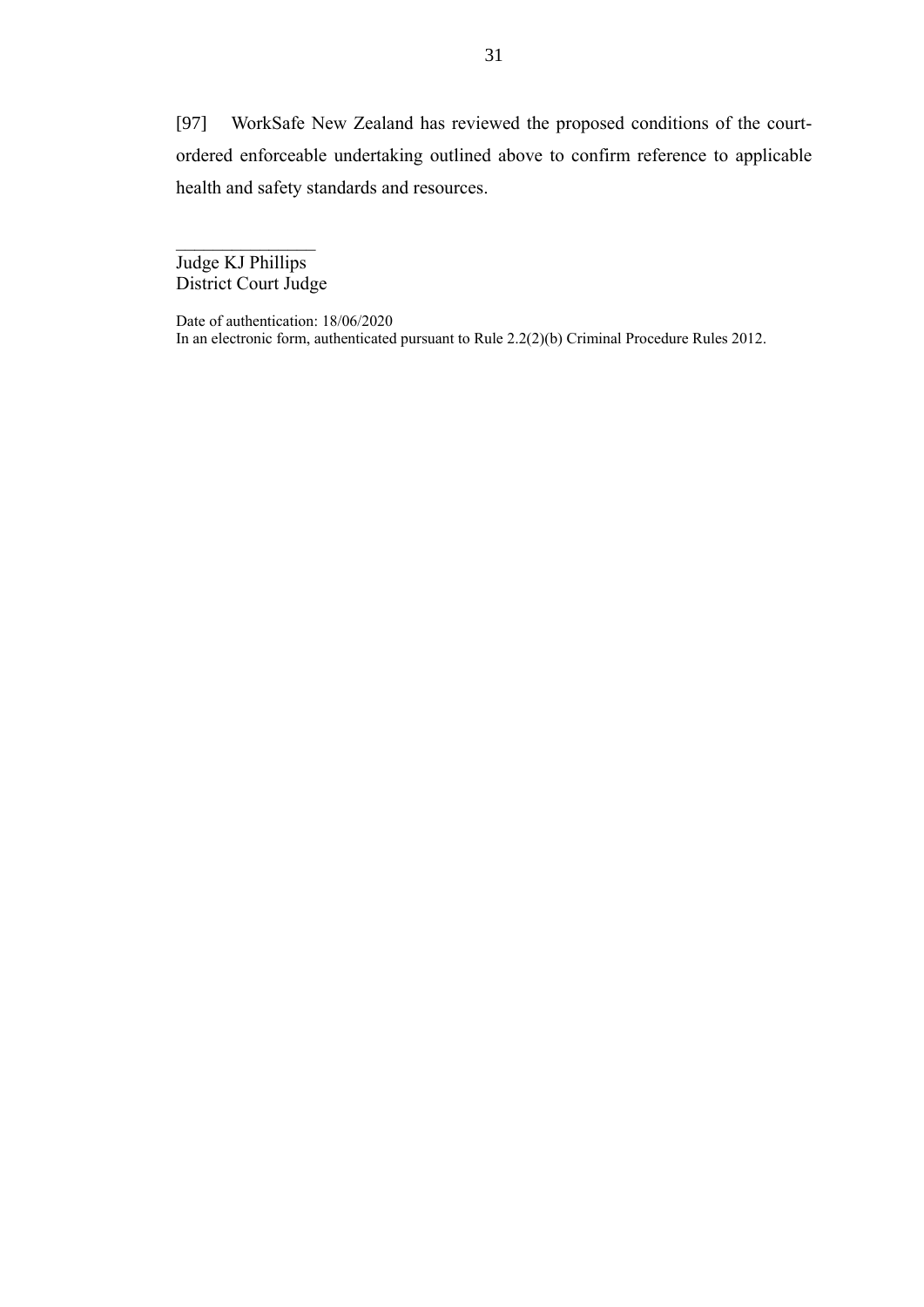[97] WorkSafe New Zealand has reviewed the proposed conditions of the court-ordered enforceable undertaking outlined above to confirm reference to applicable health and safety standards and resources.

\_\_\_\_\_\_\_\_\_\_\_\_\_\_\_\_

Judge KJ Phillips
District Court Judge

Date of authentication: 18/06/2020
In an electronic form, authenticated pursuant to Rule 2.2(2)(b) Criminal Procedure Rules 2012.